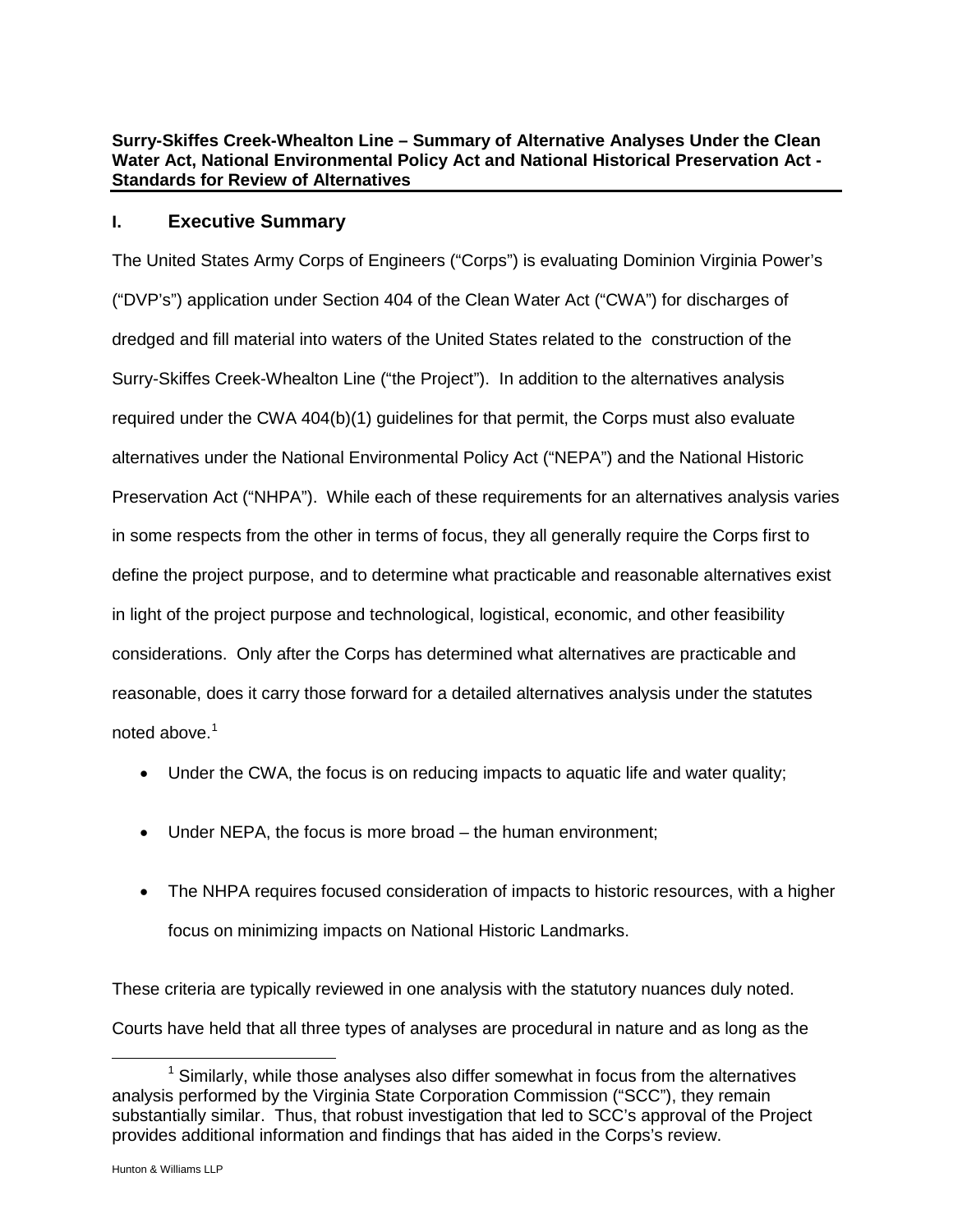**Surry-Skiffes Creek-Whealton Line – Summary of Alternative Analyses Under the Clean Water Act, National Environmental Policy Act and National Historical Preservation Act - Standards for Review of Alternatives**

## I. Executive Summary

The United States Army Corps of Engineers ("Corps") is evaluating Dominion Virginia Power's ("DVP's") application under Section 404 of the Clean Water Act ("CWA") for discharges of dredged and fill material into waters of the United States related to the construction of the Surry-Skiffes Creek-Whealton Line ("the Project"). In addition to the alternatives analysis required under the CWA 404(b)(1) guidelines for that permit, the Corps must also evaluate alternatives under the National Environmental Policy Act ("NEPA") and the National Historic Preservation Act ("NHPA"). While each of these requirements for an alternatives analysis varies in some respects from the other in terms of focus, they all generally require the Corps first to define the project purpose, and to determine what practicable and reasonable alternatives exist in light of the project purpose and technological, logistical, economic, and other feasibility considerations. Only after the Corps has determined what alternatives are practicable and reasonable, does it carry those forward for a detailed alternatives analysis under the statutes noted above.[1]

- Under the CWA, the focus is on reducing impacts to aquatic life and water quality;
- Under NEPA, the focus is more broad – the human environment;
- The NHPA requires focused consideration of impacts to historic resources, with a higher focus on minimizing impacts on National Historic Landmarks.

These criteria are typically reviewed in one analysis with the statutory nuances duly noted. Courts have held that all three types of analyses are procedural in nature and as long as the

[1] Similarly, while those analyses also differ somewhat in focus from the alternatives analysis performed by the Virginia State Corporation Commission ("SCC"), they remain substantially similar. Thus, that robust investigation that led to SCC's approval of the Project provides additional information and findings that has aided in the Corps's review.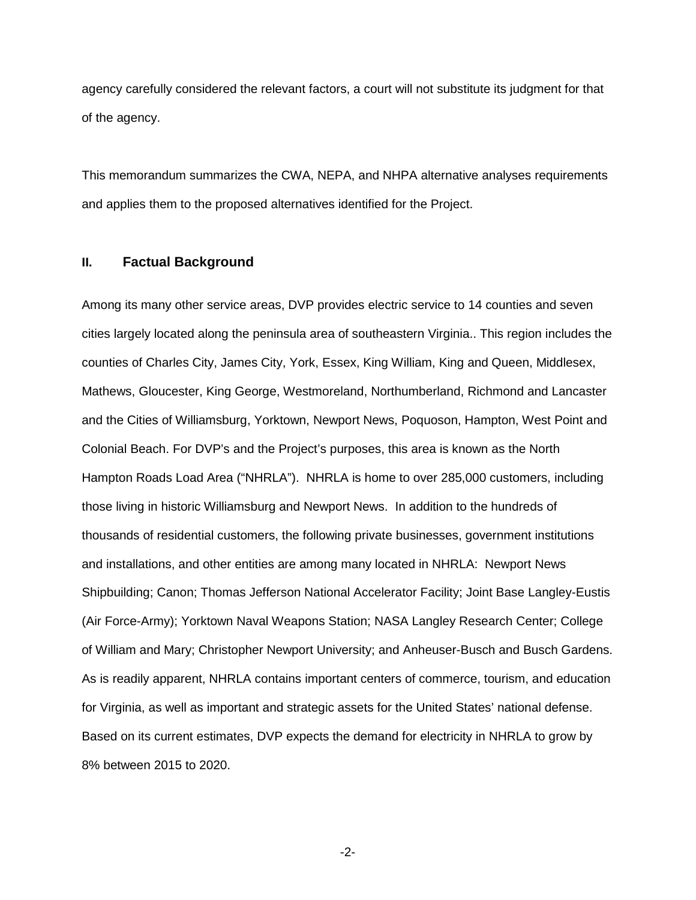agency carefully considered the relevant factors, a court will not substitute its judgment for that of the agency.

This memorandum summarizes the CWA, NEPA, and NHPA alternative analyses requirements and applies them to the proposed alternatives identified for the Project.

## II. Factual Background

Among its many other service areas, DVP provides electric service to 14 counties and seven cities largely located along the peninsula area of southeastern Virginia.. This region includes the counties of Charles City, James City, York, Essex, King William, King and Queen, Middlesex, Mathews, Gloucester, King George, Westmoreland, Northumberland, Richmond and Lancaster and the Cities of Williamsburg, Yorktown, Newport News, Poquoson, Hampton, West Point and Colonial Beach. For DVP's and the Project's purposes, this area is known as the North Hampton Roads Load Area ("NHRLA"). NHRLA is home to over 285,000 customers, including those living in historic Williamsburg and Newport News. In addition to the hundreds of thousands of residential customers, the following private businesses, government institutions and installations, and other entities are among many located in NHRLA: Newport News Shipbuilding; Canon; Thomas Jefferson National Accelerator Facility; Joint Base Langley-Eustis (Air Force-Army); Yorktown Naval Weapons Station; NASA Langley Research Center; College of William and Mary; Christopher Newport University; and Anheuser-Busch and Busch Gardens. As is readily apparent, NHRLA contains important centers of commerce, tourism, and education for Virginia, as well as important and strategic assets for the United States' national defense. Based on its current estimates, DVP expects the demand for electricity in NHRLA to grow by 8% between 2015 to 2020.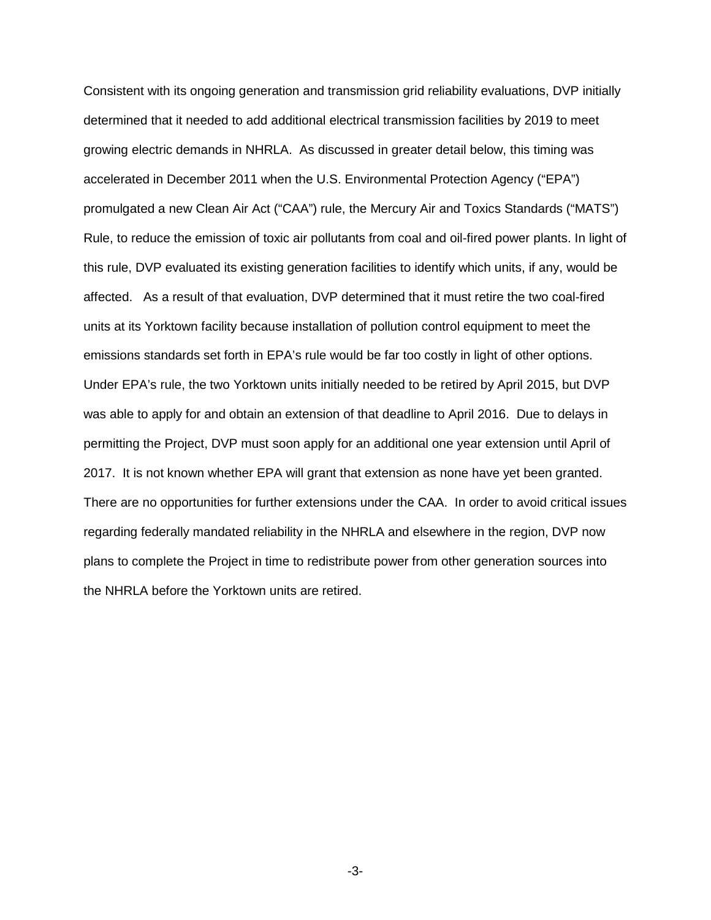Consistent with its ongoing generation and transmission grid reliability evaluations, DVP initially determined that it needed to add additional electrical transmission facilities by 2019 to meet growing electric demands in NHRLA. As discussed in greater detail below, this timing was accelerated in December 2011 when the U.S. Environmental Protection Agency ("EPA") promulgated a new Clean Air Act ("CAA") rule, the Mercury Air and Toxics Standards ("MATS") Rule, to reduce the emission of toxic air pollutants from coal and oil-fired power plants. In light of this rule, DVP evaluated its existing generation facilities to identify which units, if any, would be affected. As a result of that evaluation, DVP determined that it must retire the two coal-fired units at its Yorktown facility because installation of pollution control equipment to meet the emissions standards set forth in EPA's rule would be far too costly in light of other options. Under EPA's rule, the two Yorktown units initially needed to be retired by April 2015, but DVP was able to apply for and obtain an extension of that deadline to April 2016. Due to delays in permitting the Project, DVP must soon apply for an additional one year extension until April of 2017. It is not known whether EPA will grant that extension as none have yet been granted. There are no opportunities for further extensions under the CAA. In order to avoid critical issues regarding federally mandated reliability in the NHRLA and elsewhere in the region, DVP now plans to complete the Project in time to redistribute power from other generation sources into the NHRLA before the Yorktown units are retired.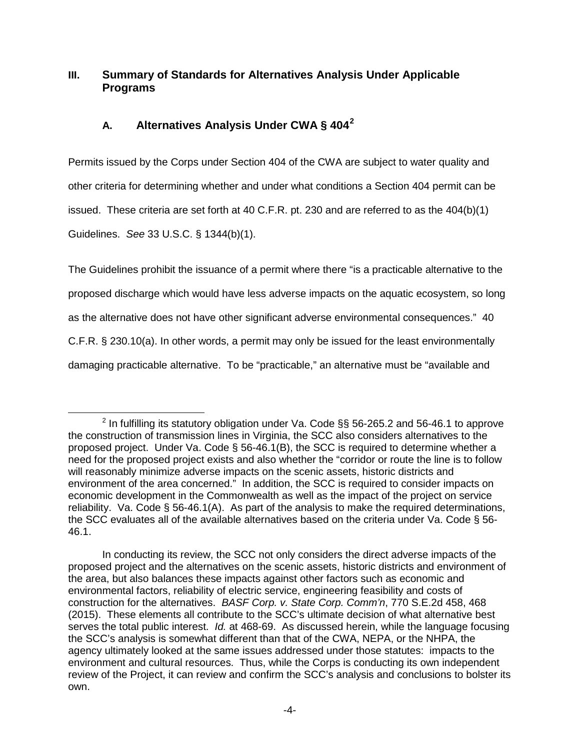## III. Summary of Standards for Alternatives Analysis Under Applicable Programs

### A. Alternatives Analysis Under CWA § 404[2]

Permits issued by the Corps under Section 404 of the CWA are subject to water quality and other criteria for determining whether and under what conditions a Section 404 permit can be issued. These criteria are set forth at 40 C.F.R. pt. 230 and are referred to as the 404(b)(1) Guidelines. *See* 33 U.S.C. § 1344(b)(1).

The Guidelines prohibit the issuance of a permit where there "is a practicable alternative to the proposed discharge which would have less adverse impacts on the aquatic ecosystem, so long as the alternative does not have other significant adverse environmental consequences." 40 C.F.R. § 230.10(a). In other words, a permit may only be issued for the least environmentally damaging practicable alternative. To be "practicable," an alternative must be "available and

[2] In fulfilling its statutory obligation under Va. Code §§ 56-265.2 and 56-46.1 to approve the construction of transmission lines in Virginia, the SCC also considers alternatives to the proposed project. Under Va. Code § 56-46.1(B), the SCC is required to determine whether a need for the proposed project exists and also whether the "corridor or route the line is to follow will reasonably minimize adverse impacts on the scenic assets, historic districts and environment of the area concerned." In addition, the SCC is required to consider impacts on economic development in the Commonwealth as well as the impact of the project on service reliability. Va. Code § 56-46.1(A). As part of the analysis to make the required determinations, the SCC evaluates all of the available alternatives based on the criteria under Va. Code § 56-46.1.

In conducting its review, the SCC not only considers the direct adverse impacts of the proposed project and the alternatives on the scenic assets, historic districts and environment of the area, but also balances these impacts against other factors such as economic and environmental factors, reliability of electric service, engineering feasibility and costs of construction for the alternatives. *BASF Corp. v. State Corp. Comm'n*, 770 S.E.2d 458, 468 (2015). These elements all contribute to the SCC's ultimate decision of what alternative best serves the total public interest. *Id.* at 468-69. As discussed herein, while the language focusing the SCC's analysis is somewhat different than that of the CWA, NEPA, or the NHPA, the agency ultimately looked at the same issues addressed under those statutes: impacts to the environment and cultural resources. Thus, while the Corps is conducting its own independent review of the Project, it can review and confirm the SCC's analysis and conclusions to bolster its own.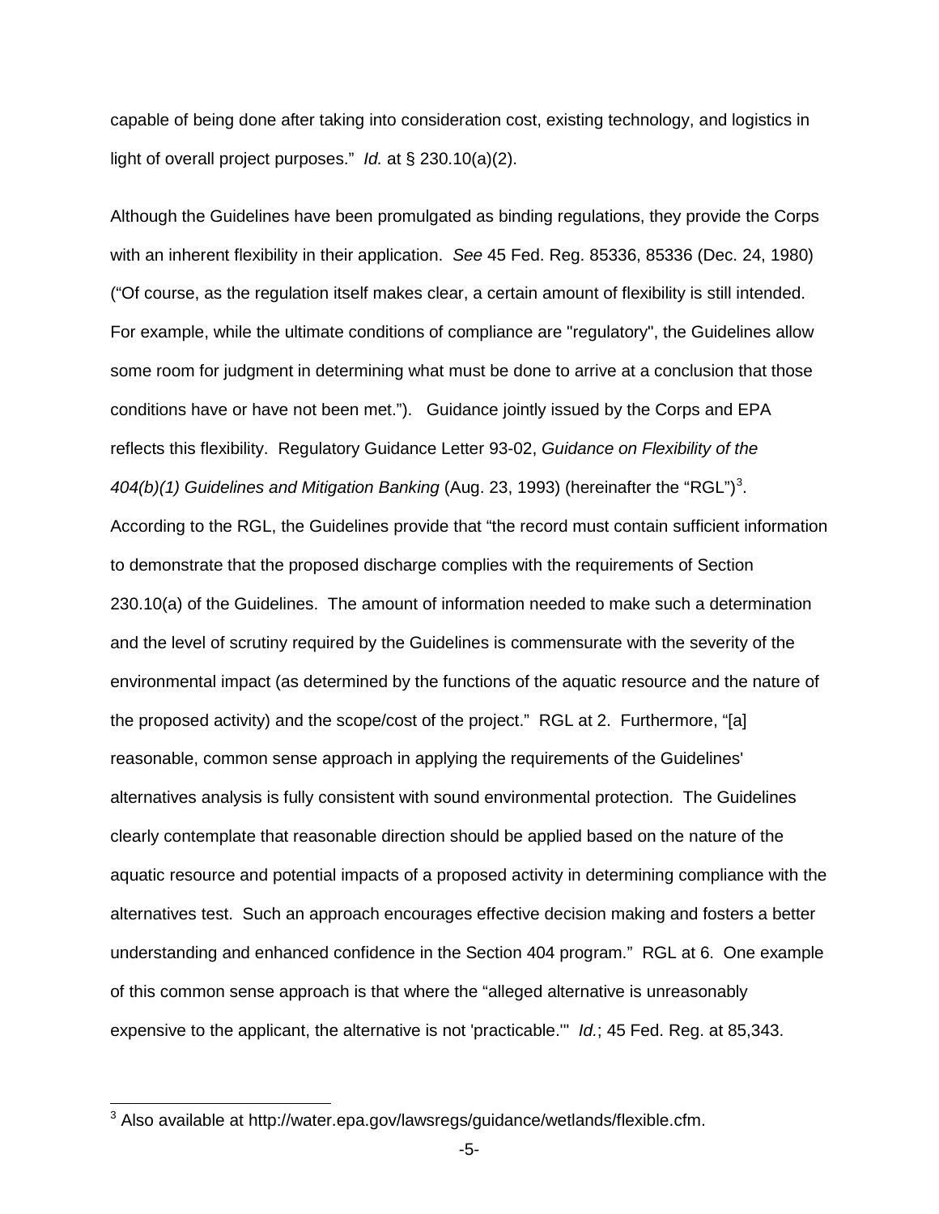capable of being done after taking into consideration cost, existing technology, and logistics in light of overall project purposes." *Id.* at § 230.10(a)(2).

Although the Guidelines have been promulgated as binding regulations, they provide the Corps with an inherent flexibility in their application. *See* 45 Fed. Reg. 85336, 85336 (Dec. 24, 1980) ("Of course, as the regulation itself makes clear, a certain amount of flexibility is still intended. For example, while the ultimate conditions of compliance are "regulatory", the Guidelines allow some room for judgment in determining what must be done to arrive at a conclusion that those conditions have or have not been met."). Guidance jointly issued by the Corps and EPA reflects this flexibility. Regulatory Guidance Letter 93-02, *Guidance on Flexibility of the 404(b)(1) Guidelines and Mitigation Banking* (Aug. 23, 1993) (hereinafter the "RGL")[3]. According to the RGL, the Guidelines provide that "the record must contain sufficient information to demonstrate that the proposed discharge complies with the requirements of Section 230.10(a) of the Guidelines. The amount of information needed to make such a determination and the level of scrutiny required by the Guidelines is commensurate with the severity of the environmental impact (as determined by the functions of the aquatic resource and the nature of the proposed activity) and the scope/cost of the project." RGL at 2. Furthermore, "[a] reasonable, common sense approach in applying the requirements of the Guidelines' alternatives analysis is fully consistent with sound environmental protection. The Guidelines clearly contemplate that reasonable direction should be applied based on the nature of the aquatic resource and potential impacts of a proposed activity in determining compliance with the alternatives test. Such an approach encourages effective decision making and fosters a better understanding and enhanced confidence in the Section 404 program." RGL at 6. One example of this common sense approach is that where the "alleged alternative is unreasonably expensive to the applicant, the alternative is not 'practicable.'" *Id.*; 45 Fed. Reg. at 85,343.

[3] Also available at http://water.epa.gov/lawsregs/guidance/wetlands/flexible.cfm.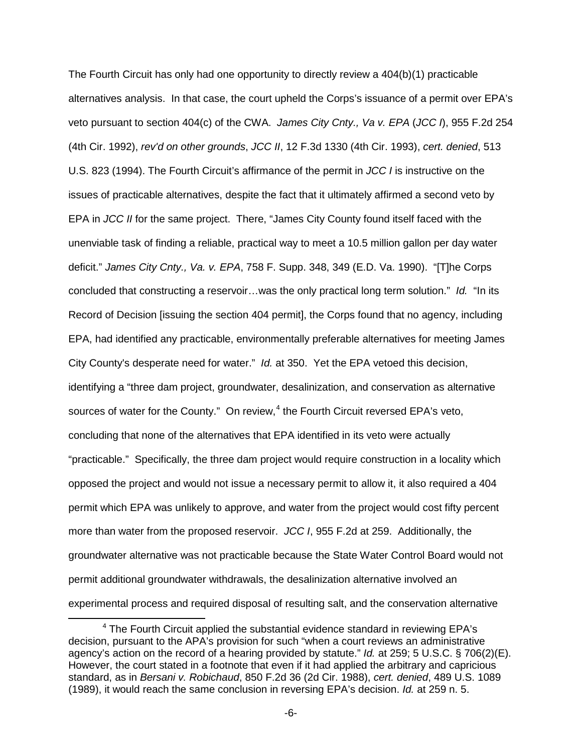The Fourth Circuit has only had one opportunity to directly review a 404(b)(1) practicable alternatives analysis. In that case, the court upheld the Corps's issuance of a permit over EPA's veto pursuant to section 404(c) of the CWA. *James City Cnty., Va v. EPA* (*JCC I*), 955 F.2d 254 (4th Cir. 1992), *rev'd on other grounds*, *JCC II*, 12 F.3d 1330 (4th Cir. 1993), *cert. denied*, 513 U.S. 823 (1994). The Fourth Circuit's affirmance of the permit in *JCC I* is instructive on the issues of practicable alternatives, despite the fact that it ultimately affirmed a second veto by EPA in *JCC II* for the same project. There, "James City County found itself faced with the unenviable task of finding a reliable, practical way to meet a 10.5 million gallon per day water deficit." *James City Cnty., Va. v. EPA*, 758 F. Supp. 348, 349 (E.D. Va. 1990). "[T]he Corps concluded that constructing a reservoir…was the only practical long term solution." *Id.* "In its Record of Decision [issuing the section 404 permit], the Corps found that no agency, including EPA, had identified any practicable, environmentally preferable alternatives for meeting James City County's desperate need for water." *Id.* at 350. Yet the EPA vetoed this decision, identifying a "three dam project, groundwater, desalinization, and conservation as alternative sources of water for the County." On review,[4] the Fourth Circuit reversed EPA's veto, concluding that none of the alternatives that EPA identified in its veto were actually "practicable." Specifically, the three dam project would require construction in a locality which opposed the project and would not issue a necessary permit to allow it, it also required a 404 permit which EPA was unlikely to approve, and water from the project would cost fifty percent more than water from the proposed reservoir. *JCC I*, 955 F.2d at 259. Additionally, the groundwater alternative was not practicable because the State Water Control Board would not permit additional groundwater withdrawals, the desalinization alternative involved an experimental process and required disposal of resulting salt, and the conservation alternative

[4] The Fourth Circuit applied the substantial evidence standard in reviewing EPA's decision, pursuant to the APA's provision for such "when a court reviews an administrative agency's action on the record of a hearing provided by statute." *Id.* at 259; 5 U.S.C. § 706(2)(E). However, the court stated in a footnote that even if it had applied the arbitrary and capricious standard, as in *Bersani v. Robichaud*, 850 F.2d 36 (2d Cir. 1988), *cert. denied*, 489 U.S. 1089 (1989), it would reach the same conclusion in reversing EPA's decision. *Id.* at 259 n. 5.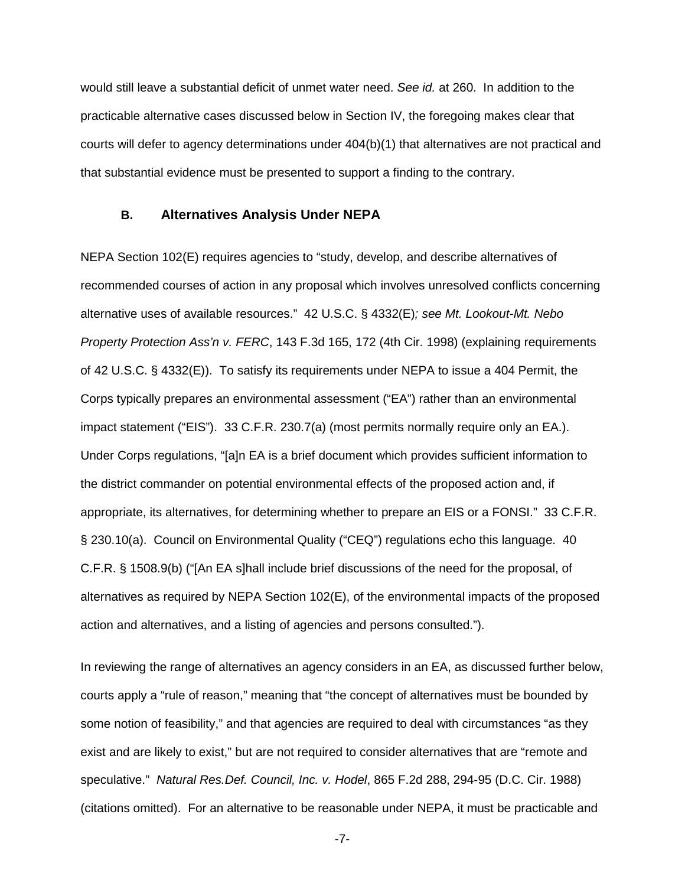would still leave a substantial deficit of unmet water need. *See id.* at 260. In addition to the practicable alternative cases discussed below in Section IV, the foregoing makes clear that courts will defer to agency determinations under 404(b)(1) that alternatives are not practical and that substantial evidence must be presented to support a finding to the contrary.

### B. Alternatives Analysis Under NEPA

NEPA Section 102(E) requires agencies to "study, develop, and describe alternatives of recommended courses of action in any proposal which involves unresolved conflicts concerning alternative uses of available resources." 42 U.S.C. § 4332(E)*; see Mt. Lookout-Mt. Nebo Property Protection Ass'n v. FERC*, 143 F.3d 165, 172 (4th Cir. 1998) (explaining requirements of 42 U.S.C. § 4332(E)). To satisfy its requirements under NEPA to issue a 404 Permit, the Corps typically prepares an environmental assessment ("EA") rather than an environmental impact statement ("EIS"). 33 C.F.R. 230.7(a) (most permits normally require only an EA.). Under Corps regulations, "[a]n EA is a brief document which provides sufficient information to the district commander on potential environmental effects of the proposed action and, if appropriate, its alternatives, for determining whether to prepare an EIS or a FONSI." 33 C.F.R. § 230.10(a). Council on Environmental Quality ("CEQ") regulations echo this language. 40 C.F.R. § 1508.9(b) ("[An EA s]hall include brief discussions of the need for the proposal, of alternatives as required by NEPA Section 102(E), of the environmental impacts of the proposed action and alternatives, and a listing of agencies and persons consulted.").

In reviewing the range of alternatives an agency considers in an EA, as discussed further below, courts apply a "rule of reason," meaning that "the concept of alternatives must be bounded by some notion of feasibility," and that agencies are required to deal with circumstances "as they exist and are likely to exist," but are not required to consider alternatives that are "remote and speculative." *Natural Res.Def. Council, Inc. v. Hodel*, 865 F.2d 288, 294-95 (D.C. Cir. 1988) (citations omitted). For an alternative to be reasonable under NEPA, it must be practicable and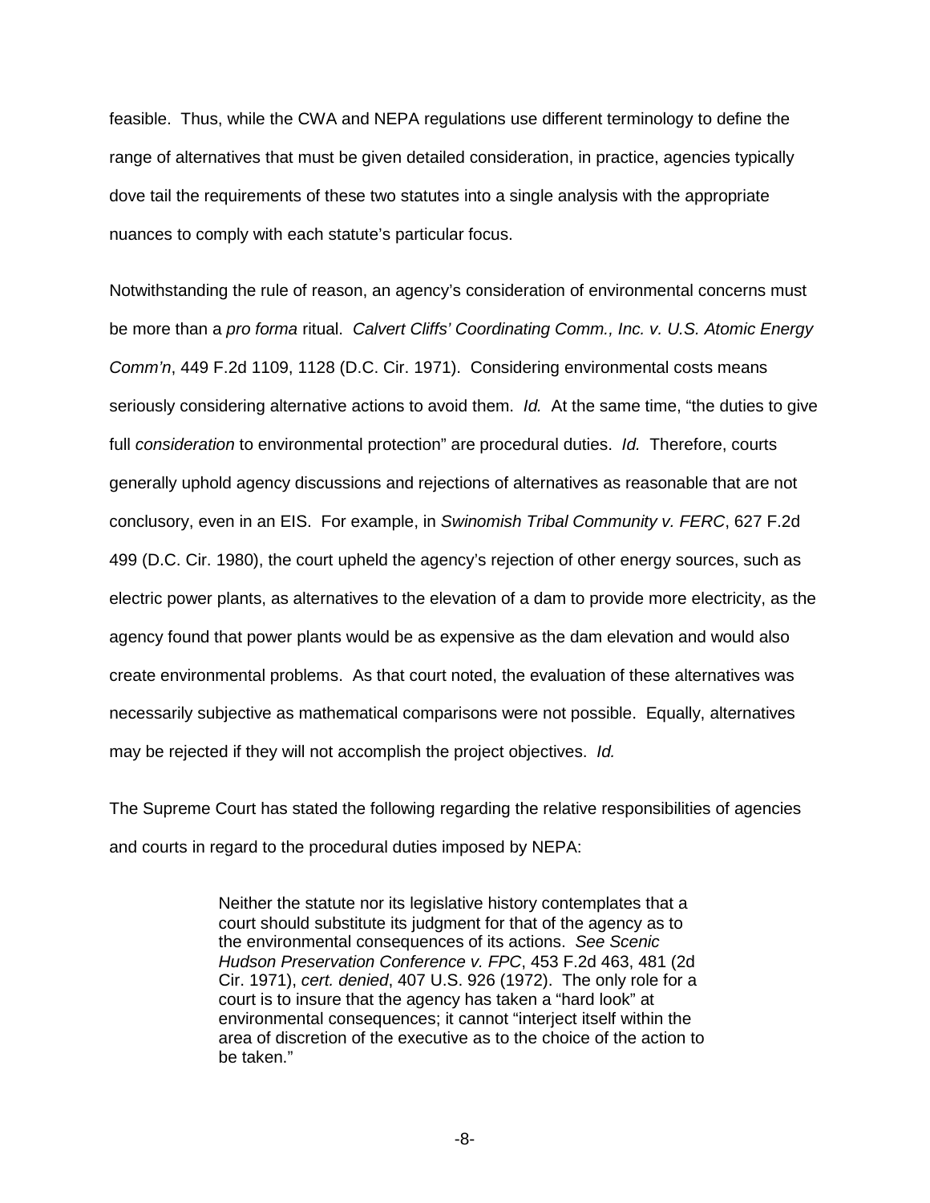feasible. Thus, while the CWA and NEPA regulations use different terminology to define the range of alternatives that must be given detailed consideration, in practice, agencies typically dove tail the requirements of these two statutes into a single analysis with the appropriate nuances to comply with each statute's particular focus.

Notwithstanding the rule of reason, an agency's consideration of environmental concerns must be more than a *pro forma* ritual. *Calvert Cliffs' Coordinating Comm., Inc. v. U.S. Atomic Energy Comm'n*, 449 F.2d 1109, 1128 (D.C. Cir. 1971). Considering environmental costs means seriously considering alternative actions to avoid them. *Id.* At the same time, "the duties to give full *consideration* to environmental protection" are procedural duties. *Id.* Therefore, courts generally uphold agency discussions and rejections of alternatives as reasonable that are not conclusory, even in an EIS. For example, in *Swinomish Tribal Community v. FERC*, 627 F.2d 499 (D.C. Cir. 1980), the court upheld the agency's rejection of other energy sources, such as electric power plants, as alternatives to the elevation of a dam to provide more electricity, as the agency found that power plants would be as expensive as the dam elevation and would also create environmental problems. As that court noted, the evaluation of these alternatives was necessarily subjective as mathematical comparisons were not possible. Equally, alternatives may be rejected if they will not accomplish the project objectives. *Id.*

The Supreme Court has stated the following regarding the relative responsibilities of agencies and courts in regard to the procedural duties imposed by NEPA:

> Neither the statute nor its legislative history contemplates that a court should substitute its judgment for that of the agency as to the environmental consequences of its actions. *See Scenic Hudson Preservation Conference v. FPC*, 453 F.2d 463, 481 (2d Cir. 1971), *cert. denied*, 407 U.S. 926 (1972). The only role for a court is to insure that the agency has taken a "hard look" at environmental consequences; it cannot "interject itself within the area of discretion of the executive as to the choice of the action to be taken."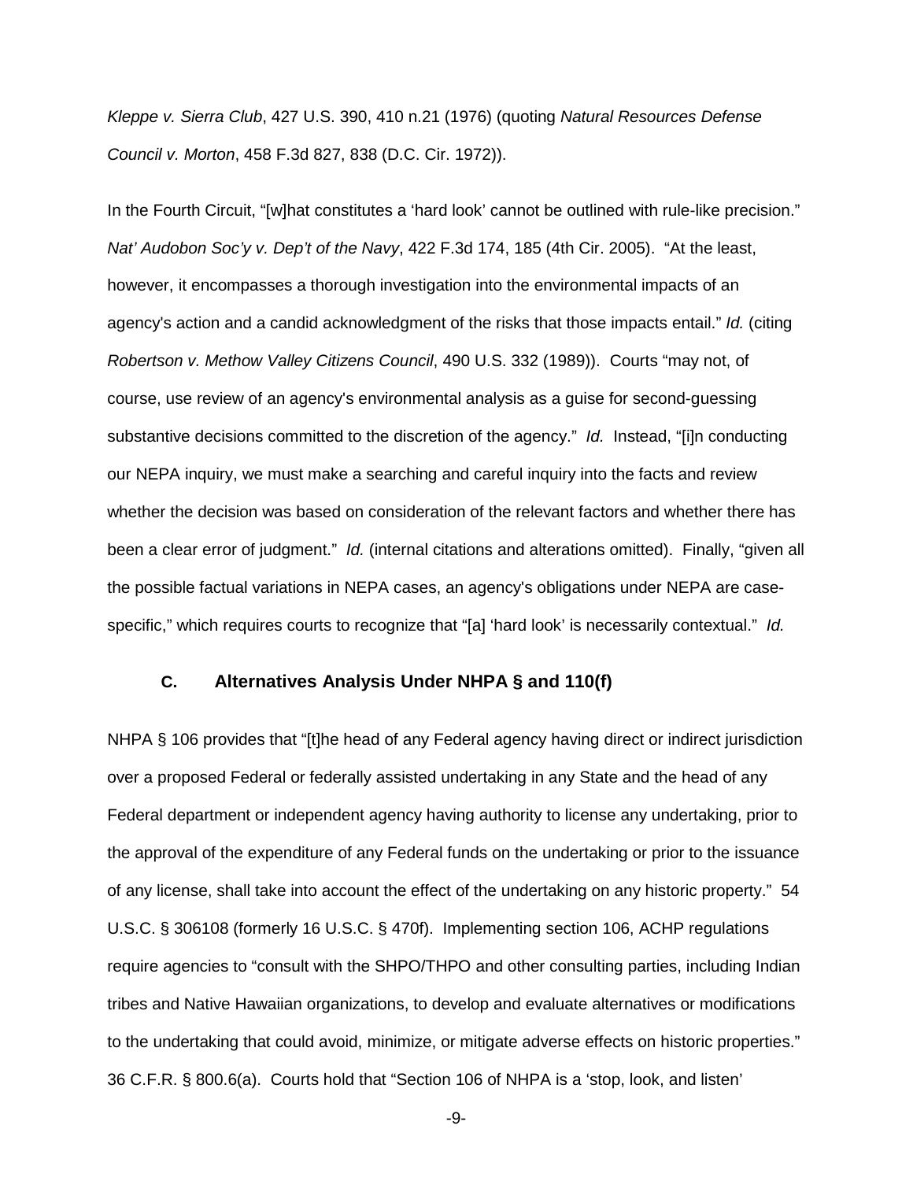*Kleppe v. Sierra Club*, 427 U.S. 390, 410 n.21 (1976) (quoting *Natural Resources Defense Council v. Morton*, 458 F.3d 827, 838 (D.C. Cir. 1972)).

In the Fourth Circuit, "[w]hat constitutes a 'hard look' cannot be outlined with rule-like precision." *Nat' Audobon Soc'y v. Dep't of the Navy*, 422 F.3d 174, 185 (4th Cir. 2005). "At the least, however, it encompasses a thorough investigation into the environmental impacts of an agency's action and a candid acknowledgment of the risks that those impacts entail." *Id.* (citing *Robertson v. Methow Valley Citizens Council*, 490 U.S. 332 (1989)). Courts "may not, of course, use review of an agency's environmental analysis as a guise for second-guessing substantive decisions committed to the discretion of the agency." *Id.* Instead, "[i]n conducting our NEPA inquiry, we must make a searching and careful inquiry into the facts and review whether the decision was based on consideration of the relevant factors and whether there has been a clear error of judgment." *Id.* (internal citations and alterations omitted). Finally, "given all the possible factual variations in NEPA cases, an agency's obligations under NEPA are case-specific," which requires courts to recognize that "[a] 'hard look' is necessarily contextual." *Id.*

### C. Alternatives Analysis Under NHPA § and 110(f)

NHPA § 106 provides that "[t]he head of any Federal agency having direct or indirect jurisdiction over a proposed Federal or federally assisted undertaking in any State and the head of any Federal department or independent agency having authority to license any undertaking, prior to the approval of the expenditure of any Federal funds on the undertaking or prior to the issuance of any license, shall take into account the effect of the undertaking on any historic property." 54 U.S.C. § 306108 (formerly 16 U.S.C. § 470f). Implementing section 106, ACHP regulations require agencies to "consult with the SHPO/THPO and other consulting parties, including Indian tribes and Native Hawaiian organizations, to develop and evaluate alternatives or modifications to the undertaking that could avoid, minimize, or mitigate adverse effects on historic properties." 36 C.F.R. § 800.6(a). Courts hold that "Section 106 of NHPA is a 'stop, look, and listen'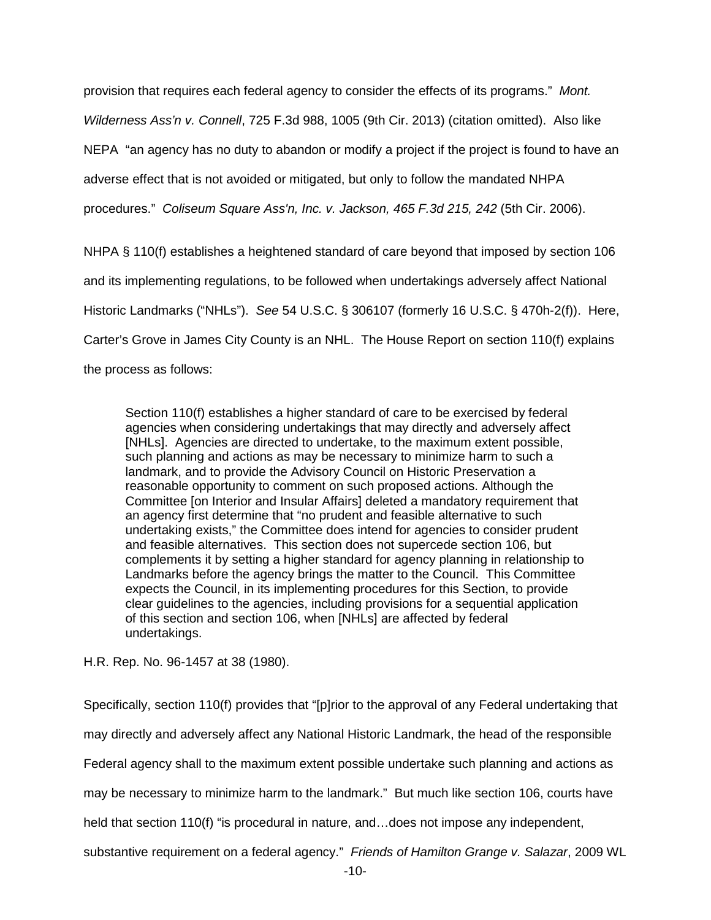provision that requires each federal agency to consider the effects of its programs." *Mont. Wilderness Ass'n v. Connell*, 725 F.3d 988, 1005 (9th Cir. 2013) (citation omitted). Also like NEPA "an agency has no duty to abandon or modify a project if the project is found to have an adverse effect that is not avoided or mitigated, but only to follow the mandated NHPA procedures." *Coliseum Square Ass'n, Inc. v. Jackson, 465 F.3d 215, 242* (5th Cir. 2006).

NHPA § 110(f) establishes a heightened standard of care beyond that imposed by section 106 and its implementing regulations, to be followed when undertakings adversely affect National Historic Landmarks ("NHLs"). *See* 54 U.S.C. § 306107 (formerly 16 U.S.C. § 470h-2(f)). Here, Carter's Grove in James City County is an NHL. The House Report on section 110(f) explains the process as follows:

> Section 110(f) establishes a higher standard of care to be exercised by federal agencies when considering undertakings that may directly and adversely affect [NHLs]. Agencies are directed to undertake, to the maximum extent possible, such planning and actions as may be necessary to minimize harm to such a landmark, and to provide the Advisory Council on Historic Preservation a reasonable opportunity to comment on such proposed actions. Although the Committee [on Interior and Insular Affairs] deleted a mandatory requirement that an agency first determine that "no prudent and feasible alternative to such undertaking exists," the Committee does intend for agencies to consider prudent and feasible alternatives. This section does not supercede section 106, but complements it by setting a higher standard for agency planning in relationship to Landmarks before the agency brings the matter to the Council. This Committee expects the Council, in its implementing procedures for this Section, to provide clear guidelines to the agencies, including provisions for a sequential application of this section and section 106, when [NHLs] are affected by federal undertakings.

H.R. Rep. No. 96-1457 at 38 (1980).

Specifically, section 110(f) provides that "[p]rior to the approval of any Federal undertaking that may directly and adversely affect any National Historic Landmark, the head of the responsible Federal agency shall to the maximum extent possible undertake such planning and actions as may be necessary to minimize harm to the landmark." But much like section 106, courts have held that section 110(f) "is procedural in nature, and…does not impose any independent, substantive requirement on a federal agency." *Friends of Hamilton Grange v. Salazar*, 2009 WL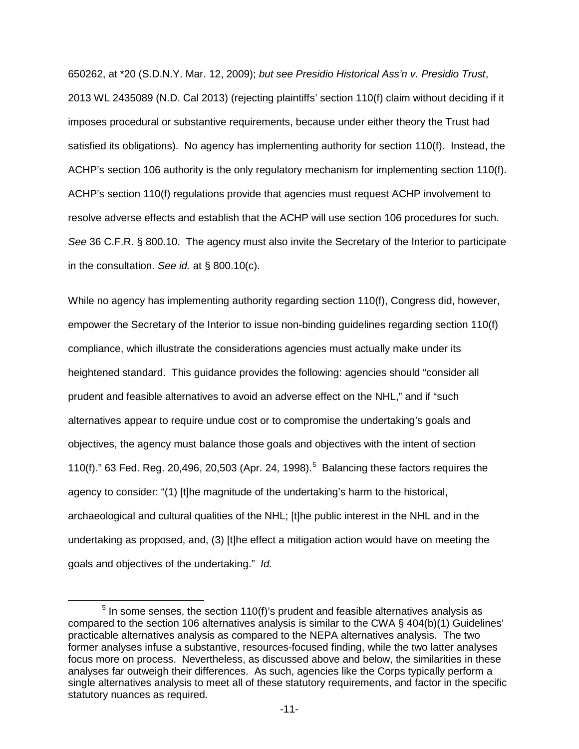650262, at *20 (S.D.N.Y. Mar. 12, 2009); *but see Presidio Historical Ass'n v. Presidio Trust*, 2013 WL 2435089 (N.D. Cal 2013) (rejecting plaintiffs' section 110(f) claim without deciding if it imposes procedural or substantive requirements, because under either theory the Trust had satisfied its obligations). No agency has implementing authority for section 110(f). Instead, the ACHP's section 106 authority is the only regulatory mechanism for implementing section 110(f). ACHP's section 110(f) regulations provide that agencies must request ACHP involvement to resolve adverse effects and establish that the ACHP will use section 106 procedures for such. *See* 36 C.F.R. § 800.10. The agency must also invite the Secretary of the Interior to participate in the consultation. *See id.* at § 800.10(c).

While no agency has implementing authority regarding section 110(f), Congress did, however, empower the Secretary of the Interior to issue non-binding guidelines regarding section 110(f) compliance, which illustrate the considerations agencies must actually make under its heightened standard. This guidance provides the following: agencies should "consider all prudent and feasible alternatives to avoid an adverse effect on the NHL," and if "such alternatives appear to require undue cost or to compromise the undertaking's goals and objectives, the agency must balance those goals and objectives with the intent of section 110(f)." 63 Fed. Reg. 20,496, 20,503 (Apr. 24, 1998).[5] Balancing these factors requires the agency to consider: "(1) [t]he magnitude of the undertaking's harm to the historical, archaeological and cultural qualities of the NHL; [t]he public interest in the NHL and in the undertaking as proposed, and, (3) [t]he effect a mitigation action would have on meeting the goals and objectives of the undertaking." *Id.*

[5] In some senses, the section 110(f)'s prudent and feasible alternatives analysis as compared to the section 106 alternatives analysis is similar to the CWA § 404(b)(1) Guidelines' practicable alternatives analysis as compared to the NEPA alternatives analysis. The two former analyses infuse a substantive, resources-focused finding, while the two latter analyses focus more on process. Nevertheless, as discussed above and below, the similarities in these analyses far outweigh their differences. As such, agencies like the Corps typically perform a single alternatives analysis to meet all of these statutory requirements, and factor in the specific statutory nuances as required.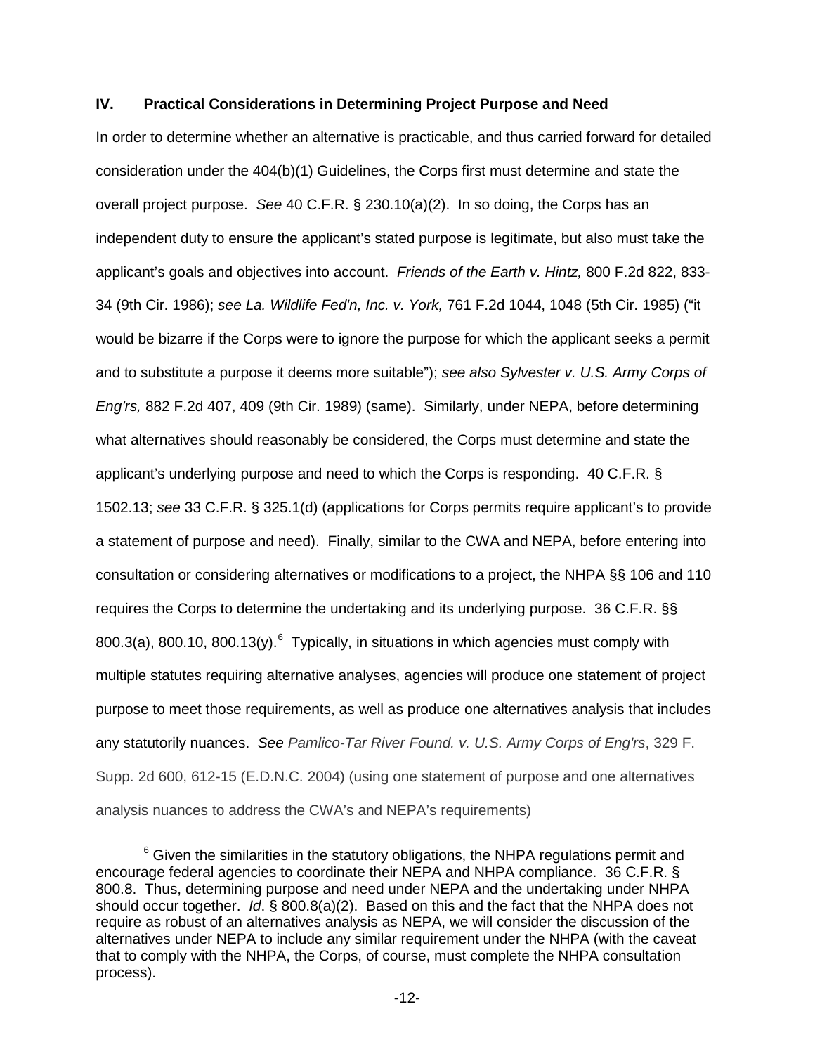## IV. Practical Considerations in Determining Project Purpose and Need

In order to determine whether an alternative is practicable, and thus carried forward for detailed consideration under the 404(b)(1) Guidelines, the Corps first must determine and state the overall project purpose. *See* 40 C.F.R. § 230.10(a)(2). In so doing, the Corps has an independent duty to ensure the applicant's stated purpose is legitimate, but also must take the applicant's goals and objectives into account. *Friends of the Earth v. Hintz,* 800 F.2d 822, 833-34 (9th Cir. 1986); *see La. Wildlife Fed'n, Inc. v. York,* 761 F.2d 1044, 1048 (5th Cir. 1985) ("it would be bizarre if the Corps were to ignore the purpose for which the applicant seeks a permit and to substitute a purpose it deems more suitable"); *see also Sylvester v. U.S. Army Corps of Eng'rs,* 882 F.2d 407, 409 (9th Cir. 1989) (same). Similarly, under NEPA, before determining what alternatives should reasonably be considered, the Corps must determine and state the applicant's underlying purpose and need to which the Corps is responding. 40 C.F.R. § 1502.13; *see* 33 C.F.R. § 325.1(d) (applications for Corps permits require applicant's to provide a statement of purpose and need). Finally, similar to the CWA and NEPA, before entering into consultation or considering alternatives or modifications to a project, the NHPA §§ 106 and 110 requires the Corps to determine the undertaking and its underlying purpose. 36 C.F.R. §§ 800.3(a), 800.10, 800.13(y).[6] Typically, in situations in which agencies must comply with multiple statutes requiring alternative analyses, agencies will produce one statement of project purpose to meet those requirements, as well as produce one alternatives analysis that includes any statutorily nuances. *See Pamlico-Tar River Found. v. U.S. Army Corps of Eng'rs*, 329 F. Supp. 2d 600, 612-15 (E.D.N.C. 2004) (using one statement of purpose and one alternatives analysis nuances to address the CWA's and NEPA's requirements)

[6] Given the similarities in the statutory obligations, the NHPA regulations permit and encourage federal agencies to coordinate their NEPA and NHPA compliance. 36 C.F.R. § 800.8. Thus, determining purpose and need under NEPA and the undertaking under NHPA should occur together. *Id*. § 800.8(a)(2). Based on this and the fact that the NHPA does not require as robust of an alternatives analysis as NEPA, we will consider the discussion of the alternatives under NEPA to include any similar requirement under the NHPA (with the caveat that to comply with the NHPA, the Corps, of course, must complete the NHPA consultation process).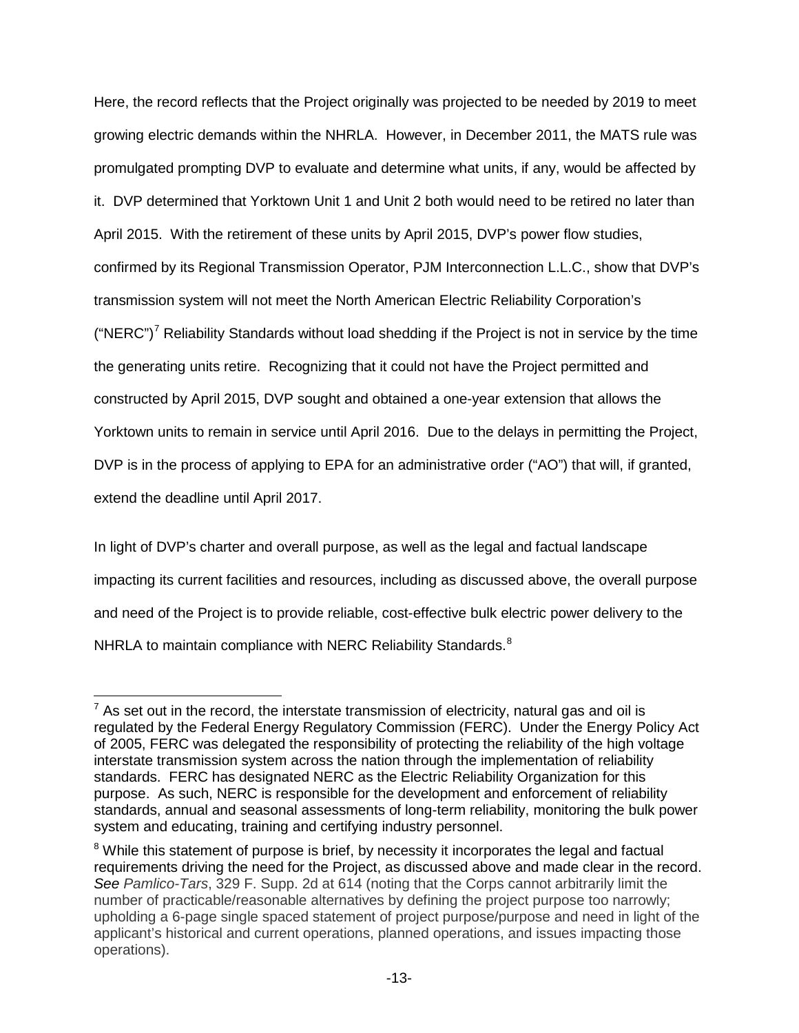Here, the record reflects that the Project originally was projected to be needed by 2019 to meet growing electric demands within the NHRLA. However, in December 2011, the MATS rule was promulgated prompting DVP to evaluate and determine what units, if any, would be affected by it. DVP determined that Yorktown Unit 1 and Unit 2 both would need to be retired no later than April 2015. With the retirement of these units by April 2015, DVP's power flow studies, confirmed by its Regional Transmission Operator, PJM Interconnection L.L.C., show that DVP's transmission system will not meet the North American Electric Reliability Corporation's ("NERC")[7] Reliability Standards without load shedding if the Project is not in service by the time the generating units retire. Recognizing that it could not have the Project permitted and constructed by April 2015, DVP sought and obtained a one-year extension that allows the Yorktown units to remain in service until April 2016. Due to the delays in permitting the Project, DVP is in the process of applying to EPA for an administrative order ("AO") that will, if granted, extend the deadline until April 2017.

In light of DVP's charter and overall purpose, as well as the legal and factual landscape impacting its current facilities and resources, including as discussed above, the overall purpose and need of the Project is to provide reliable, cost-effective bulk electric power delivery to the NHRLA to maintain compliance with NERC Reliability Standards.[8]

---

[7] As set out in the record, the interstate transmission of electricity, natural gas and oil is regulated by the Federal Energy Regulatory Commission (FERC). Under the Energy Policy Act of 2005, FERC was delegated the responsibility of protecting the reliability of the high voltage interstate transmission system across the nation through the implementation of reliability standards. FERC has designated NERC as the Electric Reliability Organization for this purpose. As such, NERC is responsible for the development and enforcement of reliability standards, annual and seasonal assessments of long-term reliability, monitoring the bulk power system and educating, training and certifying industry personnel.

[8] While this statement of purpose is brief, by necessity it incorporates the legal and factual requirements driving the need for the Project, as discussed above and made clear in the record. *See Pamlico-Tars*, 329 F. Supp. 2d at 614 (noting that the Corps cannot arbitrarily limit the number of practicable/reasonable alternatives by defining the project purpose too narrowly; upholding a 6-page single spaced statement of project purpose/purpose and need in light of the applicant's historical and current operations, planned operations, and issues impacting those operations).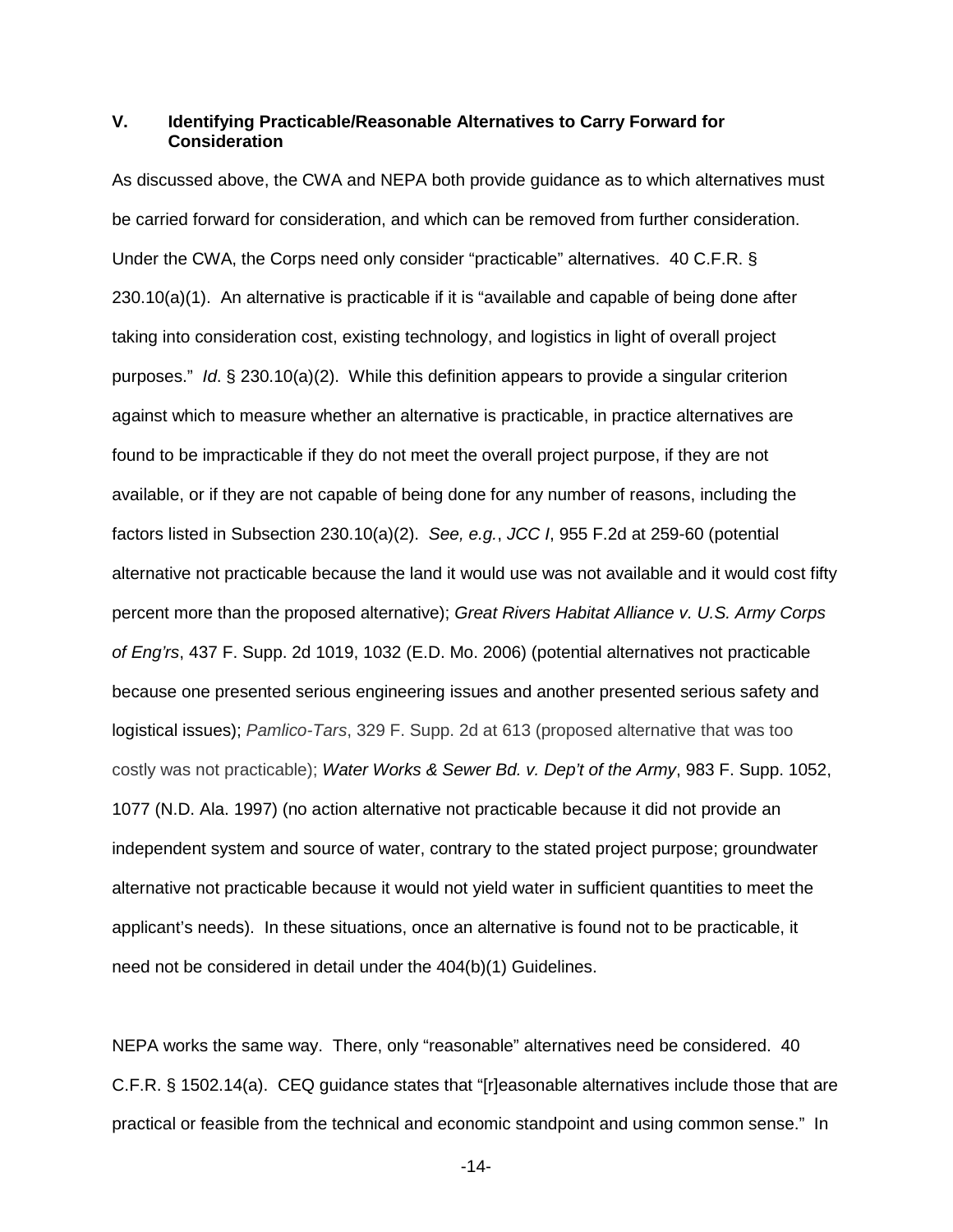## V. Identifying Practicable/Reasonable Alternatives to Carry Forward for Consideration

As discussed above, the CWA and NEPA both provide guidance as to which alternatives must be carried forward for consideration, and which can be removed from further consideration. Under the CWA, the Corps need only consider "practicable" alternatives. 40 C.F.R. § 230.10(a)(1). An alternative is practicable if it is "available and capable of being done after taking into consideration cost, existing technology, and logistics in light of overall project purposes." *Id*. § 230.10(a)(2). While this definition appears to provide a singular criterion against which to measure whether an alternative is practicable, in practice alternatives are found to be impracticable if they do not meet the overall project purpose, if they are not available, or if they are not capable of being done for any number of reasons, including the factors listed in Subsection 230.10(a)(2). *See, e.g.*, *JCC I*, 955 F.2d at 259-60 (potential alternative not practicable because the land it would use was not available and it would cost fifty percent more than the proposed alternative); *Great Rivers Habitat Alliance v. U.S. Army Corps of Eng'rs*, 437 F. Supp. 2d 1019, 1032 (E.D. Mo. 2006) (potential alternatives not practicable because one presented serious engineering issues and another presented serious safety and logistical issues); *Pamlico-Tars*, 329 F. Supp. 2d at 613 (proposed alternative that was too costly was not practicable); *Water Works & Sewer Bd. v. Dep't of the Army*, 983 F. Supp. 1052, 1077 (N.D. Ala. 1997) (no action alternative not practicable because it did not provide an independent system and source of water, contrary to the stated project purpose; groundwater alternative not practicable because it would not yield water in sufficient quantities to meet the applicant's needs). In these situations, once an alternative is found not to be practicable, it need not be considered in detail under the 404(b)(1) Guidelines.

NEPA works the same way. There, only "reasonable" alternatives need be considered. 40 C.F.R. § 1502.14(a). CEQ guidance states that "[r]easonable alternatives include those that are practical or feasible from the technical and economic standpoint and using common sense." In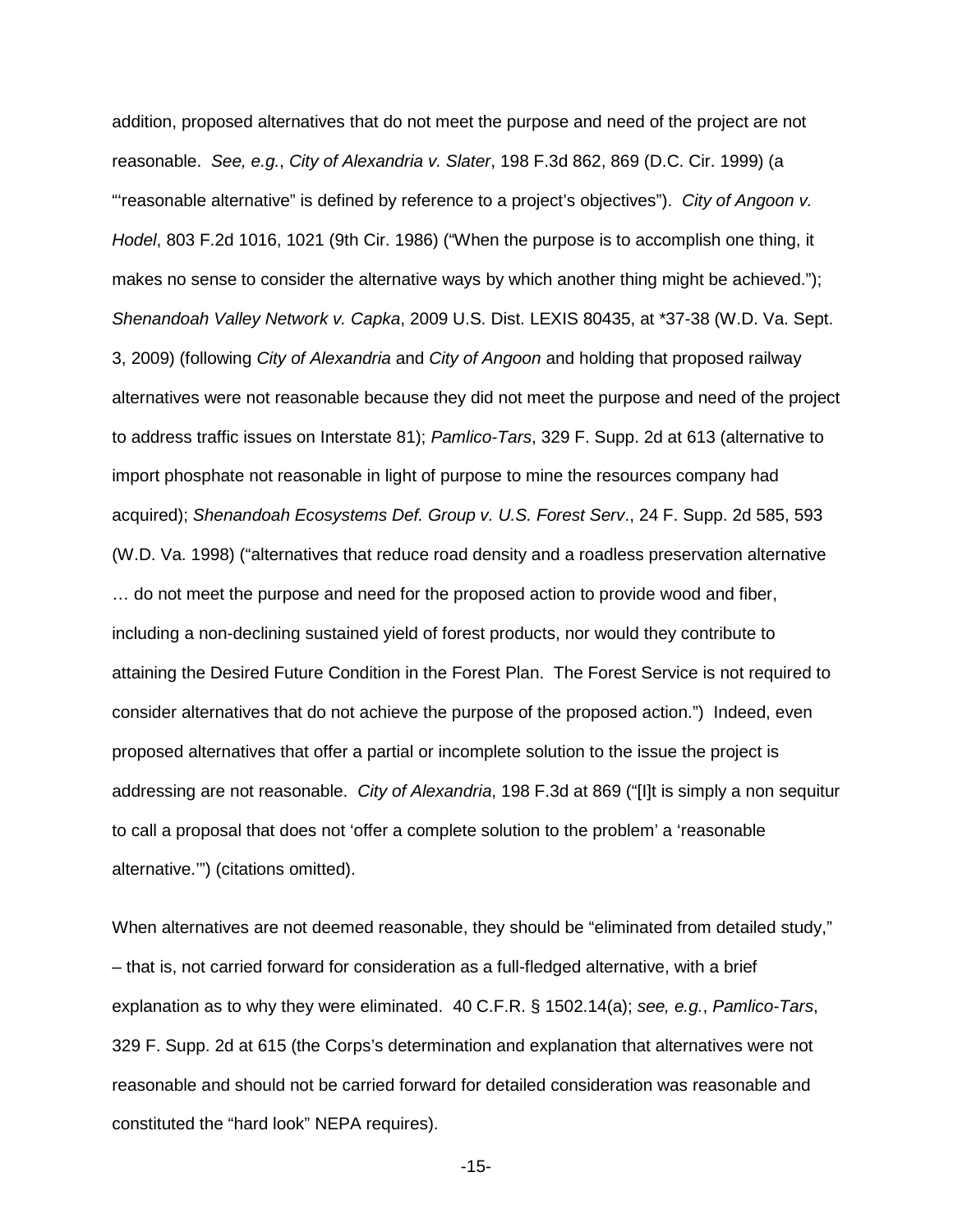addition, proposed alternatives that do not meet the purpose and need of the project are not reasonable. *See, e.g.*, *City of Alexandria v. Slater*, 198 F.3d 862, 869 (D.C. Cir. 1999) (a "'reasonable alternative" is defined by reference to a project's objectives"). *City of Angoon v. Hodel*, 803 F.2d 1016, 1021 (9th Cir. 1986) ("When the purpose is to accomplish one thing, it makes no sense to consider the alternative ways by which another thing might be achieved."); *Shenandoah Valley Network v. Capka*, 2009 U.S. Dist. LEXIS 80435, at *37-38 (W.D. Va. Sept. 3, 2009) (following *City of Alexandria* and *City of Angoon* and holding that proposed railway alternatives were not reasonable because they did not meet the purpose and need of the project to address traffic issues on Interstate 81); *Pamlico-Tars*, 329 F. Supp. 2d at 613 (alternative to import phosphate not reasonable in light of purpose to mine the resources company had acquired); *Shenandoah Ecosystems Def. Group v. U.S. Forest Serv*., 24 F. Supp. 2d 585, 593 (W.D. Va. 1998) ("alternatives that reduce road density and a roadless preservation alternative … do not meet the purpose and need for the proposed action to provide wood and fiber, including a non-declining sustained yield of forest products, nor would they contribute to attaining the Desired Future Condition in the Forest Plan. The Forest Service is not required to consider alternatives that do not achieve the purpose of the proposed action.") Indeed, even proposed alternatives that offer a partial or incomplete solution to the issue the project is addressing are not reasonable. *City of Alexandria*, 198 F.3d at 869 ("[I]t is simply a non sequitur to call a proposal that does not 'offer a complete solution to the problem' a 'reasonable alternative.'") (citations omitted).

When alternatives are not deemed reasonable, they should be "eliminated from detailed study," – that is, not carried forward for consideration as a full-fledged alternative, with a brief explanation as to why they were eliminated. 40 C.F.R. § 1502.14(a); *see, e.g.*, *Pamlico-Tars*, 329 F. Supp. 2d at 615 (the Corps's determination and explanation that alternatives were not reasonable and should not be carried forward for detailed consideration was reasonable and constituted the "hard look" NEPA requires).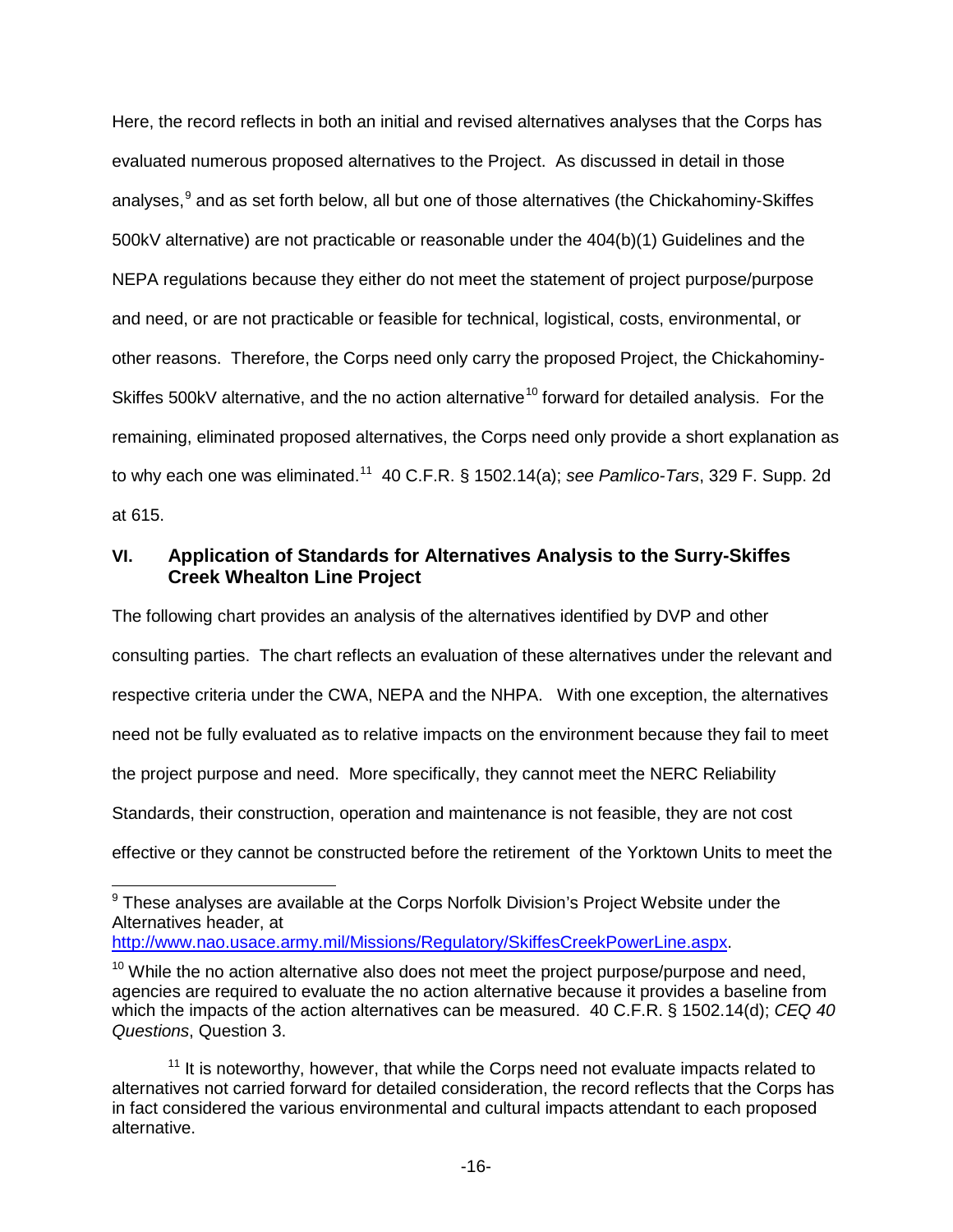Here, the record reflects in both an initial and revised alternatives analyses that the Corps has evaluated numerous proposed alternatives to the Project. As discussed in detail in those analyses,[9] and as set forth below, all but one of those alternatives (the Chickahominy-Skiffes 500kV alternative) are not practicable or reasonable under the 404(b)(1) Guidelines and the NEPA regulations because they either do not meet the statement of project purpose/purpose and need, or are not practicable or feasible for technical, logistical, costs, environmental, or other reasons. Therefore, the Corps need only carry the proposed Project, the Chickahominy-Skiffes 500kV alternative, and the no action alternative[10] forward for detailed analysis. For the remaining, eliminated proposed alternatives, the Corps need only provide a short explanation as to why each one was eliminated.[11] 40 C.F.R. § 1502.14(a); *see Pamlico-Tars*, 329 F. Supp. 2d at 615.

## VI. Application of Standards for Alternatives Analysis to the Surry-Skiffes Creek Whealton Line Project

The following chart provides an analysis of the alternatives identified by DVP and other consulting parties. The chart reflects an evaluation of these alternatives under the relevant and respective criteria under the CWA, NEPA and the NHPA. With one exception, the alternatives need not be fully evaluated as to relative impacts on the environment because they fail to meet the project purpose and need. More specifically, they cannot meet the NERC Reliability Standards, their construction, operation and maintenance is not feasible, they are not cost effective or they cannot be constructed before the retirement of the Yorktown Units to meet the

---

[9] These analyses are available at the Corps Norfolk Division's Project Website under the Alternatives header, at http://www.nao.usace.army.mil/Missions/Regulatory/SkiffesCreekPowerLine.aspx.

[10] While the no action alternative also does not meet the project purpose/purpose and need, agencies are required to evaluate the no action alternative because it provides a baseline from which the impacts of the action alternatives can be measured. 40 C.F.R. § 1502.14(d); *CEQ 40 Questions*, Question 3.

[11] It is noteworthy, however, that while the Corps need not evaluate impacts related to alternatives not carried forward for detailed consideration, the record reflects that the Corps has in fact considered the various environmental and cultural impacts attendant to each proposed alternative.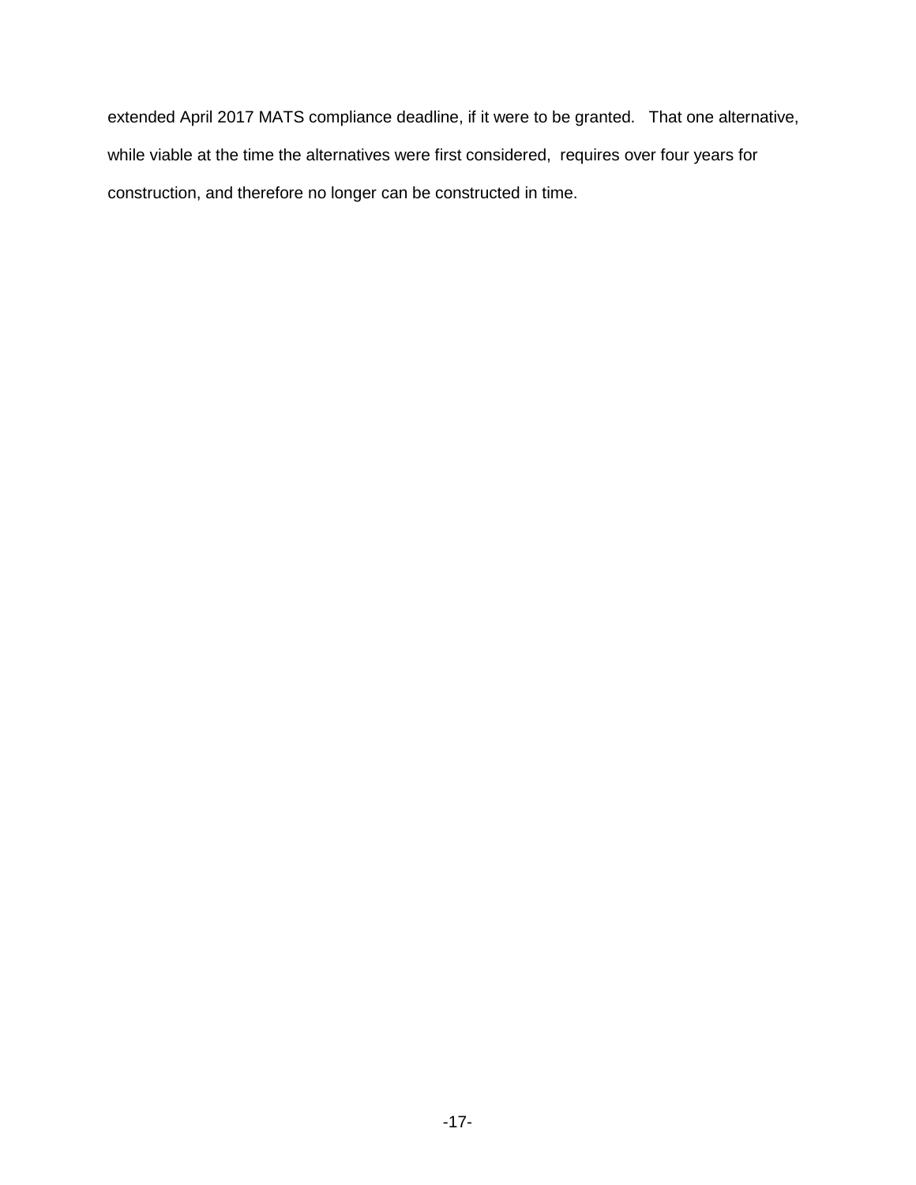extended April 2017 MATS compliance deadline, if it were to be granted. That one alternative, while viable at the time the alternatives were first considered, requires over four years for construction, and therefore no longer can be constructed in time.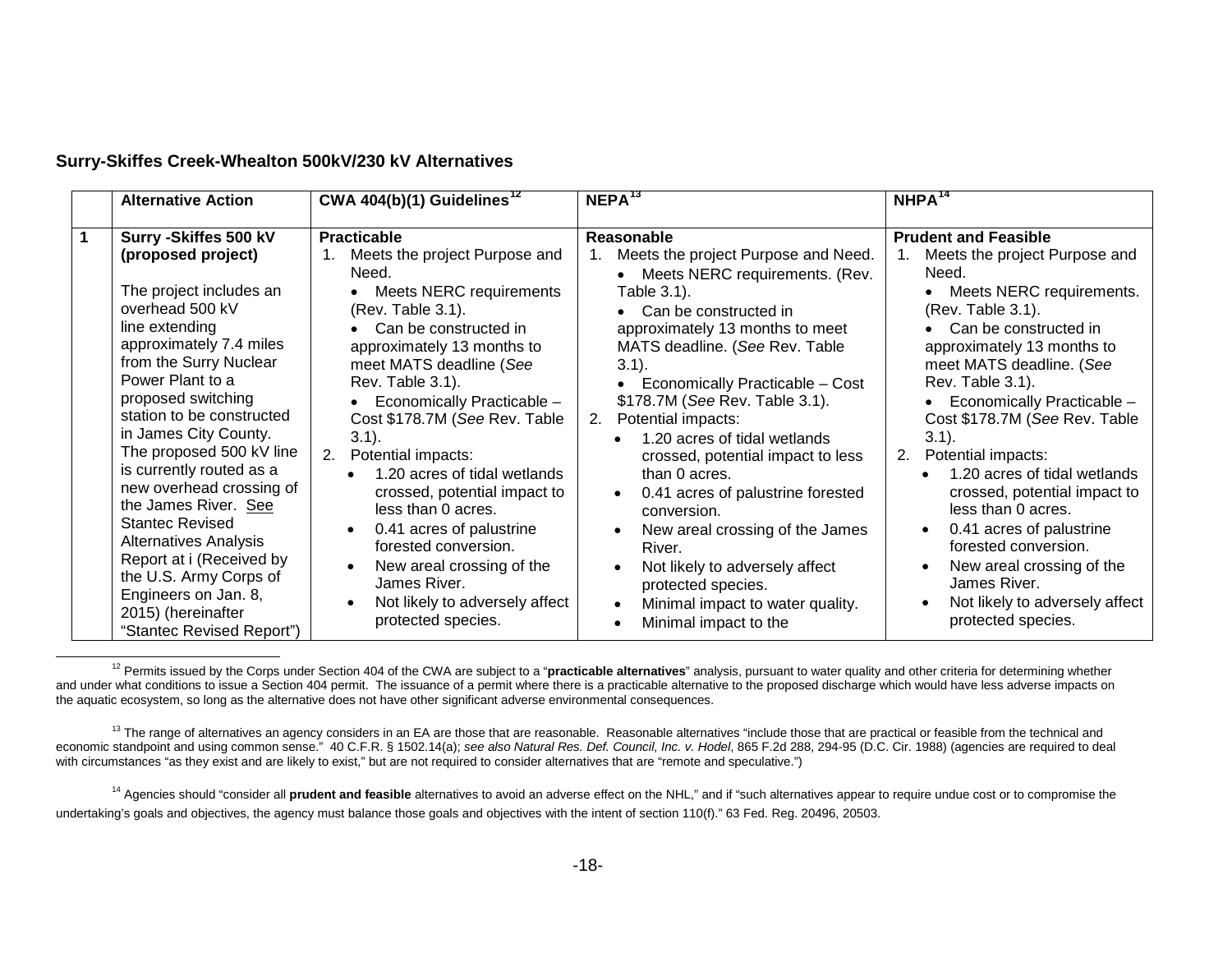**Surry-Skiffes Creek-Whealton 500kV/230 kV Alternatives**

| | Alternative Action | CWA 404(b)(1) Guidelines[12] | NEPA[13] | NHPA[14] |
|---|---|---|---|---|
| 1 | **Surry -Skiffes 500 kV (proposed project)**<br><br>The project includes an overhead 500 kV line extending approximately 7.4 miles from the Surry Nuclear Power Plant to a proposed switching station to be constructed in James City County. The proposed 500 kV line is currently routed as a new overhead crossing of the James River. See Stantec Revised Alternatives Analysis Report at i (Received by the U.S. Army Corps of Engineers on Jan. 8, 2015) (hereinafter "Stantec Revised Report") | **Practicable**<br>1. Meets the project Purpose and Need.<br>• Meets NERC requirements (Rev. Table 3.1).<br>• Can be constructed in approximately 13 months to meet MATS deadline (*See* Rev. Table 3.1).<br>• Economically Practicable – Cost $178.7M (*See* Rev. Table 3.1).<br>2. Potential impacts:<br>• 1.20 acres of tidal wetlands crossed, potential impact to less than 0 acres.<br>• 0.41 acres of palustrine forested conversion.<br>• New areal crossing of the James River.<br>• Not likely to adversely affect protected species. | **Reasonable**<br>1. Meets the project Purpose and Need.<br>• Meets NERC requirements. (Rev. Table 3.1).<br>• Can be constructed in approximately 13 months to meet MATS deadline. (*See* Rev. Table 3.1).<br>• Economically Practicable – Cost $178.7M (*See* Rev. Table 3.1).<br>2. Potential impacts:<br>• 1.20 acres of tidal wetlands crossed, potential impact to less than 0 acres.<br>• 0.41 acres of palustrine forested conversion.<br>• New areal crossing of the James River.<br>• Not likely to adversely affect protected species.<br>• Minimal impact to water quality.<br>• Minimal impact to the | **Prudent and Feasible**<br>1. Meets the project Purpose and Need.<br>• Meets NERC requirements. (Rev. Table 3.1).<br>• Can be constructed in approximately 13 months to meet MATS deadline. (*See* Rev. Table 3.1).<br>• Economically Practicable – Cost $178.7M (*See* Rev. Table 3.1).<br>2. Potential impacts:<br>• 1.20 acres of tidal wetlands crossed, potential impact to less than 0 acres.<br>• 0.41 acres of palustrine forested conversion.<br>• New areal crossing of the James River.<br>• Not likely to adversely affect protected species. |

[12] Permits issued by the Corps under Section 404 of the CWA are subject to a "**practicable alternatives**" analysis, pursuant to water quality and other criteria for determining whether and under what conditions to issue a Section 404 permit. The issuance of a permit where there is a practicable alternative to the proposed discharge which would have less adverse impacts on the aquatic ecosystem, so long as the alternative does not have other significant adverse environmental consequences.

[13] The range of alternatives an agency considers in an EA are those that are reasonable. Reasonable alternatives "include those that are practical or feasible from the technical and economic standpoint and using common sense." 40 C.F.R. § 1502.14(a); *see also Natural Res. Def. Council, Inc. v. Hodel*, 865 F.2d 288, 294-95 (D.C. Cir. 1988) (agencies are required to deal with circumstances "as they exist and are likely to exist," but are not required to consider alternatives that are "remote and speculative.")

[14] Agencies should "consider all **prudent and feasible** alternatives to avoid an adverse effect on the NHL," and if "such alternatives appear to require undue cost or to compromise the undertaking's goals and objectives, the agency must balance those goals and objectives with the intent of section 110(f)." 63 Fed. Reg. 20496, 20503.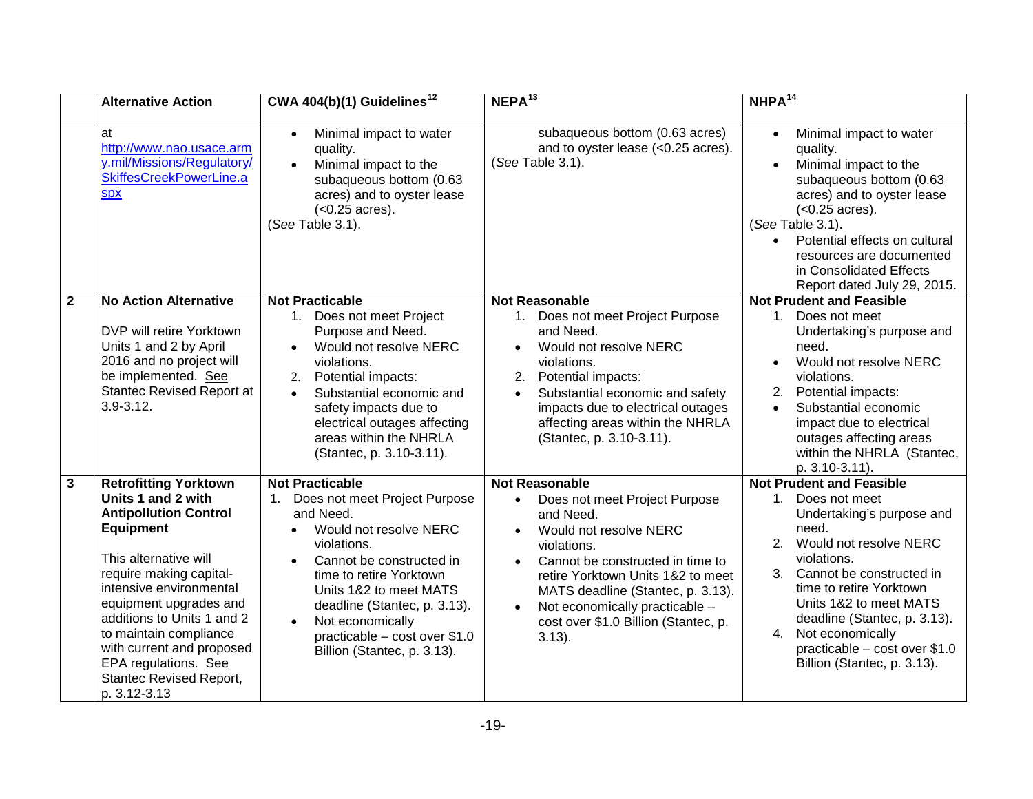| | Alternative Action | CWA 404(b)(1) Guidelines[12] | NEPA[13] | NHPA[14] |
|---|---|---|---|---|
| | at http://www.nao.usace.army.mil/Missions/Regulatory/SkiffesCreekPowerLine.aspx | • Minimal impact to water quality.<br>• Minimal impact to the subaqueous bottom (0.63 acres) and to oyster lease (<0.25 acres).<br>(*See* Table 3.1). | subaqueous bottom (0.63 acres) and to oyster lease (<0.25 acres).<br>(*See* Table 3.1). | • Minimal impact to water quality.<br>• Minimal impact to the subaqueous bottom (0.63 acres) and to oyster lease (<0.25 acres).<br>(*See* Table 3.1).<br>• Potential effects on cultural resources are documented in Consolidated Effects Report dated July 29, 2015. |
| **2** | **No Action Alternative**<br><br>DVP will retire Yorktown Units 1 and 2 by April 2016 and no project will be implemented. See Stantec Revised Report at 3.9-3.12. | **Not Practicable**<br>1. Does not meet Project Purpose and Need.<br>• Would not resolve NERC violations.<br>2. Potential impacts:<br>• Substantial economic and safety impacts due to electrical outages affecting areas within the NHRLA (Stantec, p. 3.10-3.11). | **Not Reasonable**<br>1. Does not meet Project Purpose and Need.<br>• Would not resolve NERC violations.<br>2. Potential impacts:<br>• Substantial economic and safety impacts due to electrical outages affecting areas within the NHRLA (Stantec, p. 3.10-3.11). | **Not Prudent and Feasible**<br>1. Does not meet Undertaking's purpose and need.<br>• Would not resolve NERC violations.<br>2. Potential impacts:<br>• Substantial economic impact due to electrical outages affecting areas within the NHRLA (Stantec, p. 3.10-3.11). |
| **3** | **Retrofitting Yorktown Units 1 and 2 with Antipollution Control Equipment**<br><br>This alternative will require making capital-intensive environmental equipment upgrades and additions to Units 1 and 2 to maintain compliance with current and proposed EPA regulations. See Stantec Revised Report, p. 3.12-3.13 | **Not Practicable**<br>1. Does not meet Project Purpose and Need.<br>• Would not resolve NERC violations.<br>• Cannot be constructed in time to retire Yorktown Units 1&2 to meet MATS deadline (Stantec, p. 3.13).<br>• Not economically practicable – cost over $1.0 Billion (Stantec, p. 3.13). | **Not Reasonable**<br>• Does not meet Project Purpose and Need.<br>• Would not resolve NERC violations.<br>• Cannot be constructed in time to retire Yorktown Units 1&2 to meet MATS deadline (Stantec, p. 3.13).<br>• Not economically practicable – cost over $1.0 Billion (Stantec, p. 3.13). | **Not Prudent and Feasible**<br>1. Does not meet Undertaking's purpose and need.<br>2. Would not resolve NERC violations.<br>3. Cannot be constructed in time to retire Yorktown Units 1&2 to meet MATS deadline (Stantec, p. 3.13).<br>4. Not economically practicable – cost over $1.0 Billion (Stantec, p. 3.13). |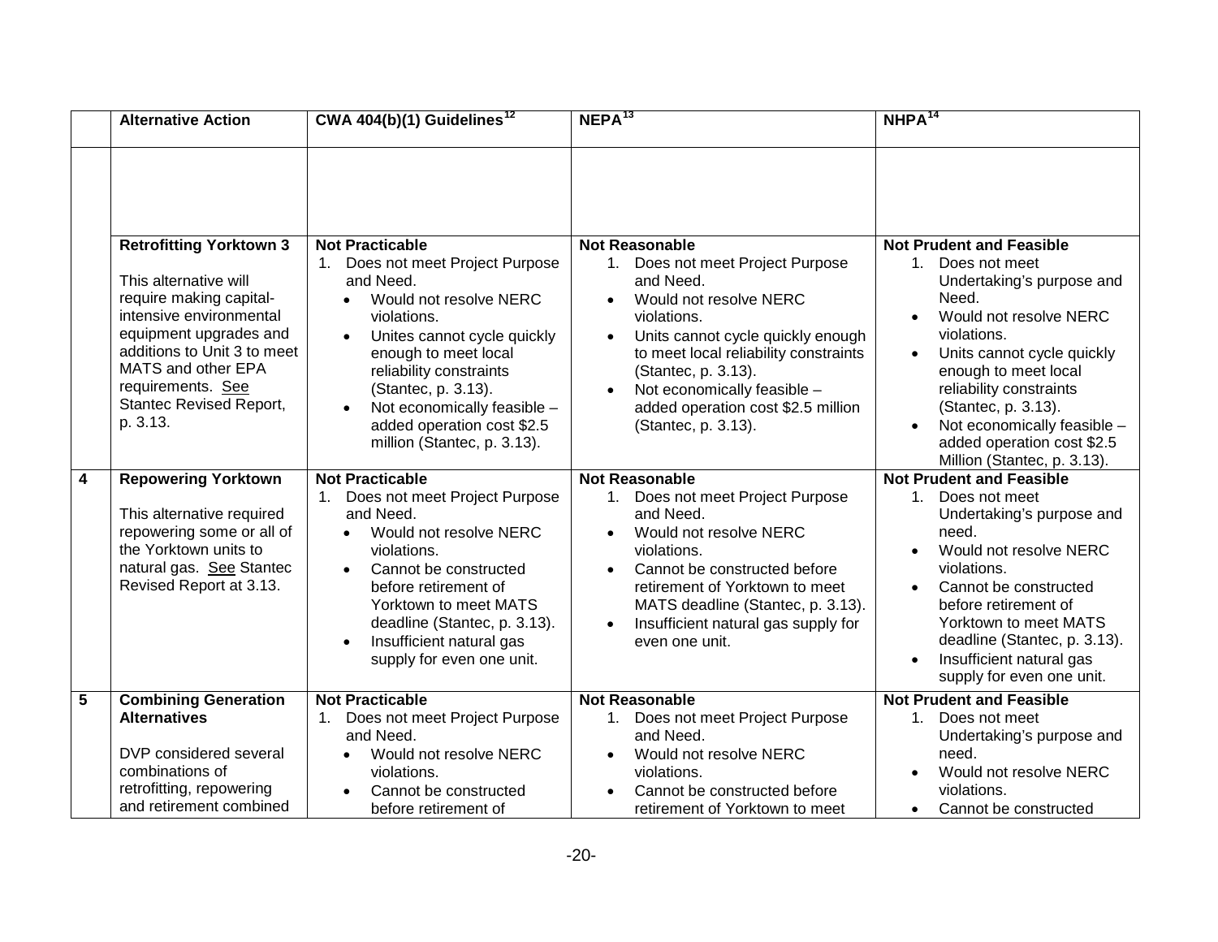| | Alternative Action | CWA 404(b)(1) Guidelines[12] | NEPA[13] | NHPA[14] |
|---|---|---|---|---|
| | | | | |
| | **Retrofitting Yorktown 3**<br><br>This alternative will require making capital-intensive environmental equipment upgrades and additions to Unit 3 to meet MATS and other EPA requirements. See Stantec Revised Report, p. 3.13. | **Not Practicable**<br>1. Does not meet Project Purpose and Need.<br>• Would not resolve NERC violations.<br>• Unites cannot cycle quickly enough to meet local reliability constraints (Stantec, p. 3.13).<br>• Not economically feasible – added operation cost $2.5 million (Stantec, p. 3.13). | **Not Reasonable**<br>1. Does not meet Project Purpose and Need.<br>• Would not resolve NERC violations.<br>• Units cannot cycle quickly enough to meet local reliability constraints (Stantec, p. 3.13).<br>• Not economically feasible – added operation cost $2.5 million (Stantec, p. 3.13). | **Not Prudent and Feasible**<br>1. Does not meet Undertaking's purpose and Need.<br>• Would not resolve NERC violations.<br>• Units cannot cycle quickly enough to meet local reliability constraints (Stantec, p. 3.13).<br>• Not economically feasible – added operation cost $2.5 Million (Stantec, p. 3.13). |
| **4** | **Repowering Yorktown**<br><br>This alternative required repowering some or all of the Yorktown units to natural gas. See Stantec Revised Report at 3.13. | **Not Practicable**<br>1. Does not meet Project Purpose and Need.<br>• Would not resolve NERC violations.<br>• Cannot be constructed before retirement of Yorktown to meet MATS deadline (Stantec, p. 3.13).<br>• Insufficient natural gas supply for even one unit. | **Not Reasonable**<br>1. Does not meet Project Purpose and Need.<br>• Would not resolve NERC violations.<br>• Cannot be constructed before retirement of Yorktown to meet MATS deadline (Stantec, p. 3.13).<br>• Insufficient natural gas supply for even one unit. | **Not Prudent and Feasible**<br>1. Does not meet Undertaking's purpose and need.<br>• Would not resolve NERC violations.<br>• Cannot be constructed before retirement of Yorktown to meet MATS deadline (Stantec, p. 3.13).<br>• Insufficient natural gas supply for even one unit. |
| **5** | **Combining Generation Alternatives**<br><br>DVP considered several combinations of retrofitting, repowering and retirement combined | **Not Practicable**<br>1. Does not meet Project Purpose and Need.<br>• Would not resolve NERC violations.<br>• Cannot be constructed before retirement of | **Not Reasonable**<br>1. Does not meet Project Purpose and Need.<br>• Would not resolve NERC violations.<br>• Cannot be constructed before retirement of Yorktown to meet | **Not Prudent and Feasible**<br>1. Does not meet Undertaking's purpose and need.<br>• Would not resolve NERC violations.<br>• Cannot be constructed |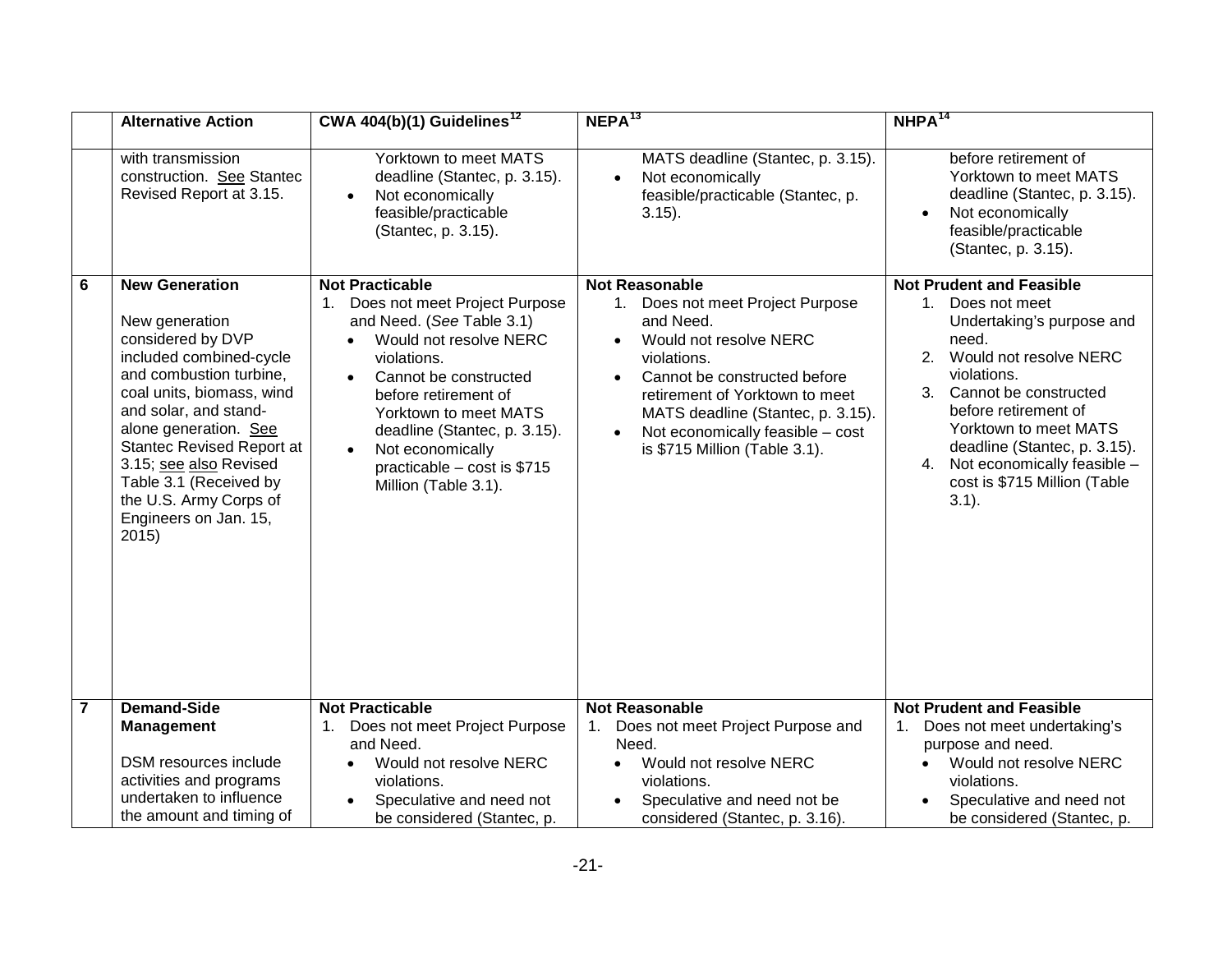|  | Alternative Action | CWA 404(b)(1) Guidelines[12] | NEPA[13] | NHPA[14] |
|---|---|---|---|---|
|  | with transmission construction. See Stantec Revised Report at 3.15. | Yorktown to meet MATS deadline (Stantec, p. 3.15).<br>• Not economically feasible/practicable (Stantec, p. 3.15). | MATS deadline (Stantec, p. 3.15).<br>• Not economically feasible/practicable (Stantec, p. 3.15). | before retirement of Yorktown to meet MATS deadline (Stantec, p. 3.15).<br>• Not economically feasible/practicable (Stantec, p. 3.15). |
| 6 | **New Generation**<br><br>New generation considered by DVP included combined-cycle and combustion turbine, coal units, biomass, wind and solar, and stand-alone generation. See Stantec Revised Report at 3.15; see also Revised Table 3.1 (Received by the U.S. Army Corps of Engineers on Jan. 15, 2015) | **Not Practicable**<br>1. Does not meet Project Purpose and Need. (*See* Table 3.1)<br>• Would not resolve NERC violations.<br>• Cannot be constructed before retirement of Yorktown to meet MATS deadline (Stantec, p. 3.15).<br>• Not economically practicable – cost is $715 Million (Table 3.1). | **Not Reasonable**<br>1. Does not meet Project Purpose and Need.<br>• Would not resolve NERC violations.<br>• Cannot be constructed before retirement of Yorktown to meet MATS deadline (Stantec, p. 3.15).<br>• Not economically feasible – cost is $715 Million (Table 3.1). | **Not Prudent and Feasible**<br>1. Does not meet Undertaking's purpose and need.<br>2. Would not resolve NERC violations.<br>3. Cannot be constructed before retirement of Yorktown to meet MATS deadline (Stantec, p. 3.15).<br>4. Not economically feasible – cost is $715 Million (Table 3.1). |
| 7 | **Demand-Side Management**<br><br>DSM resources include activities and programs undertaken to influence the amount and timing of | **Not Practicable**<br>1. Does not meet Project Purpose and Need.<br>• Would not resolve NERC violations.<br>• Speculative and need not be considered (Stantec, p. | **Not Reasonable**<br>1. Does not meet Project Purpose and Need.<br>• Would not resolve NERC violations.<br>• Speculative and need not be considered (Stantec, p. 3.16). | **Not Prudent and Feasible**<br>1. Does not meet undertaking's purpose and need.<br>• Would not resolve NERC violations.<br>• Speculative and need not be considered (Stantec, p. |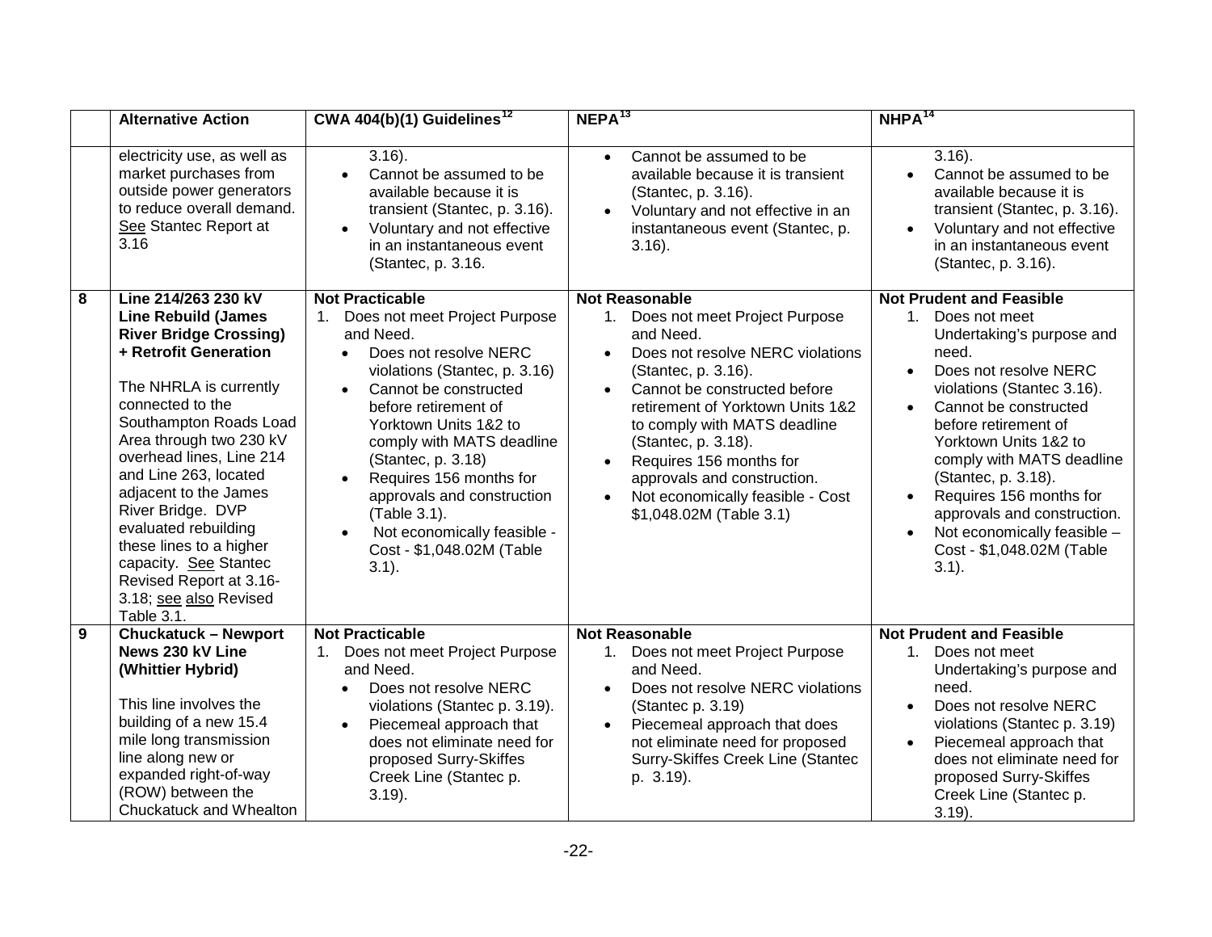| | Alternative Action | CWA 404(b)(1) Guidelines[12] | NEPA[13] | NHPA[14] |
|---|---|---|---|---|
| | electricity use, as well as market purchases from outside power generators to reduce overall demand. See Stantec Report at 3.16 | 3.16).<br>• Cannot be assumed to be available because it is transient (Stantec, p. 3.16).<br>• Voluntary and not effective in an instantaneous event (Stantec, p. 3.16. | • Cannot be assumed to be available because it is transient (Stantec, p. 3.16).<br>• Voluntary and not effective in an instantaneous event (Stantec, p. 3.16). | 3.16).<br>• Cannot be assumed to be available because it is transient (Stantec, p. 3.16).<br>• Voluntary and not effective in an instantaneous event (Stantec, p. 3.16). |
| **8** | **Line 214/263 230 kV Line Rebuild (James River Bridge Crossing) + Retrofit Generation**<br><br>The NHRLA is currently connected to the Southampton Roads Load Area through two 230 kV overhead lines, Line 214 and Line 263, located adjacent to the James River Bridge. DVP evaluated rebuilding these lines to a higher capacity. See Stantec Revised Report at 3.16-3.18; see also Revised Table 3.1. | **Not Practicable**<br>1. Does not meet Project Purpose and Need.<br>• Does not resolve NERC violations (Stantec, p. 3.16)<br>• Cannot be constructed before retirement of Yorktown Units 1&2 to comply with MATS deadline (Stantec, p. 3.18)<br>• Requires 156 months for approvals and construction (Table 3.1).<br>• Not economically feasible - Cost - $1,048.02M (Table 3.1). | **Not Reasonable**<br>1. Does not meet Project Purpose and Need.<br>• Does not resolve NERC violations (Stantec, p. 3.16).<br>• Cannot be constructed before retirement of Yorktown Units 1&2 to comply with MATS deadline (Stantec, p. 3.18).<br>• Requires 156 months for approvals and construction.<br>• Not economically feasible - Cost $1,048.02M (Table 3.1) | **Not Prudent and Feasible**<br>1. Does not meet Undertaking's purpose and need.<br>• Does not resolve NERC violations (Stantec 3.16).<br>• Cannot be constructed before retirement of Yorktown Units 1&2 to comply with MATS deadline (Stantec, p. 3.18).<br>• Requires 156 months for approvals and construction.<br>• Not economically feasible – Cost - $1,048.02M (Table 3.1). |
| **9** | **Chuckatuck – Newport News 230 kV Line (Whittier Hybrid)**<br><br>This line involves the building of a new 15.4 mile long transmission line along new or expanded right-of-way (ROW) between the Chuckatuck and Whealton | **Not Practicable**<br>1. Does not meet Project Purpose and Need.<br>• Does not resolve NERC violations (Stantec p. 3.19).<br>• Piecemeal approach that does not eliminate need for proposed Surry-Skiffes Creek Line (Stantec p. 3.19). | **Not Reasonable**<br>1. Does not meet Project Purpose and Need.<br>• Does not resolve NERC violations (Stantec p. 3.19)<br>• Piecemeal approach that does not eliminate need for proposed Surry-Skiffes Creek Line (Stantec p. 3.19). | **Not Prudent and Feasible**<br>1. Does not meet Undertaking's purpose and need.<br>• Does not resolve NERC violations (Stantec p. 3.19)<br>• Piecemeal approach that does not eliminate need for proposed Surry-Skiffes Creek Line (Stantec p. 3.19). |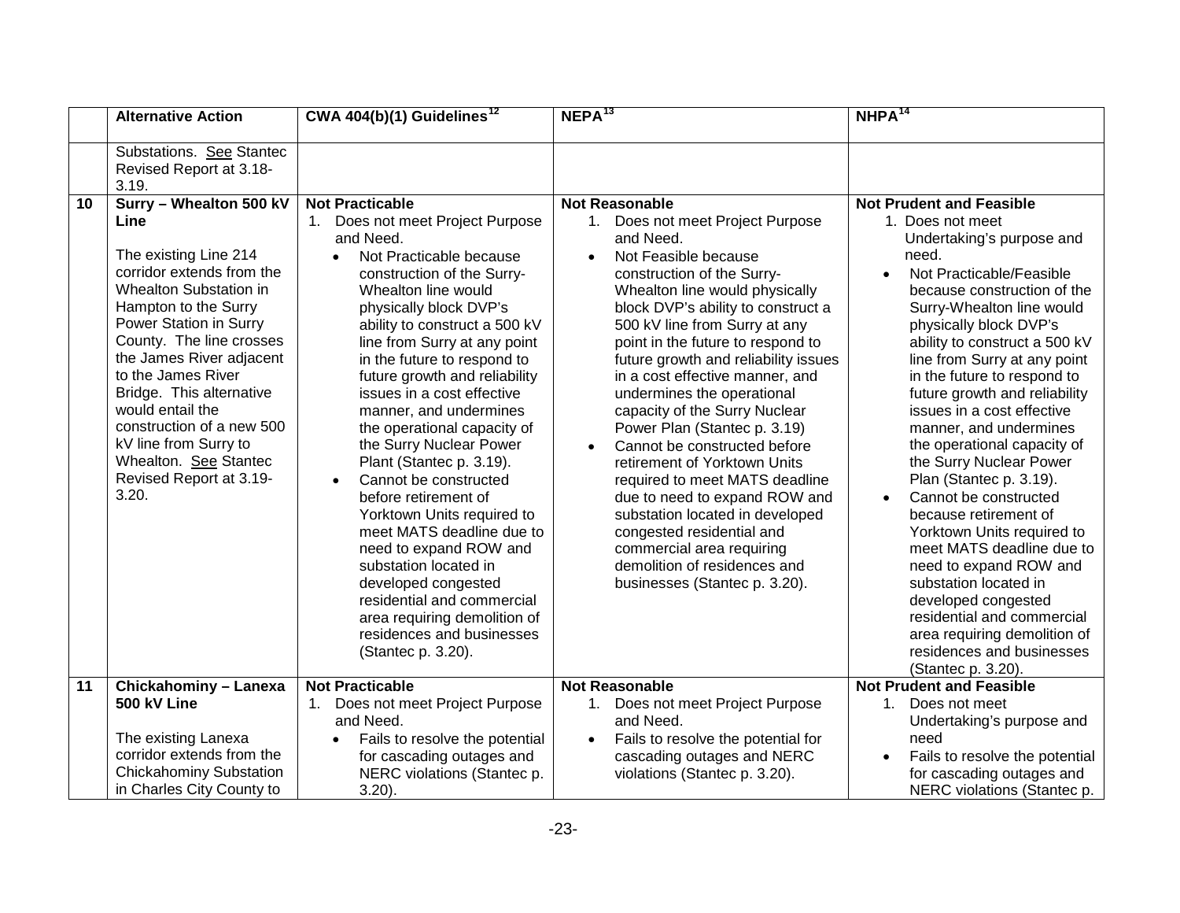|  | Alternative Action | CWA 404(b)(1) Guidelines[12] | NEPA[13] | NHPA[14] |
|---|---|---|---|---|
|  | Substations. See Stantec Revised Report at 3.18-3.19. |  |  |  |
| 10 | **Surry – Whealton 500 kV Line**<br><br>The existing Line 214 corridor extends from the Whealton Substation in Hampton to the Surry Power Station in Surry County. The line crosses the James River adjacent to the James River Bridge. This alternative would entail the construction of a new 500 kV line from Surry to Whealton. See Stantec Revised Report at 3.19-3.20. | **Not Practicable**<br>1. Does not meet Project Purpose and Need.<br>• Not Practicable because construction of the Surry-Whealton line would physically block DVP's ability to construct a 500 kV line from Surry at any point in the future to respond to future growth and reliability issues in a cost effective manner, and undermines the operational capacity of the Surry Nuclear Power Plant (Stantec p. 3.19).<br>• Cannot be constructed before retirement of Yorktown Units required to meet MATS deadline due to need to expand ROW and substation located in developed congested residential and commercial area requiring demolition of residences and businesses (Stantec p. 3.20). | **Not Reasonable**<br>1. Does not meet Project Purpose and Need.<br>• Not Feasible because construction of the Surry-Whealton line would physically block DVP's ability to construct a 500 kV line from Surry at any point in the future to respond to future growth and reliability issues in a cost effective manner, and undermines the operational capacity of the Surry Nuclear Power Plan (Stantec p. 3.19)<br>• Cannot be constructed before retirement of Yorktown Units required to meet MATS deadline due to need to expand ROW and substation located in developed congested residential and commercial area requiring demolition of residences and businesses (Stantec p. 3.20). | **Not Prudent and Feasible**<br>1. Does not meet Undertaking's purpose and need.<br>• Not Practicable/Feasible because construction of the Surry-Whealton line would physically block DVP's ability to construct a 500 kV line from Surry at any point in the future to respond to future growth and reliability issues in a cost effective manner, and undermines the operational capacity of the Surry Nuclear Power Plan (Stantec p. 3.19).<br>• Cannot be constructed because retirement of Yorktown Units required to meet MATS deadline due to need to expand ROW and substation located in developed congested residential and commercial area requiring demolition of residences and businesses (Stantec p. 3.20). |
| 11 | **Chickahominy – Lanexa 500 kV Line**<br><br>The existing Lanexa corridor extends from the Chickahominy Substation in Charles City County to | **Not Practicable**<br>1. Does not meet Project Purpose and Need.<br>• Fails to resolve the potential for cascading outages and NERC violations (Stantec p. 3.20). | **Not Reasonable**<br>1. Does not meet Project Purpose and Need.<br>• Fails to resolve the potential for cascading outages and NERC violations (Stantec p. 3.20). | **Not Prudent and Feasible**<br>1. Does not meet Undertaking's purpose and need<br>• Fails to resolve the potential for cascading outages and NERC violations (Stantec p. |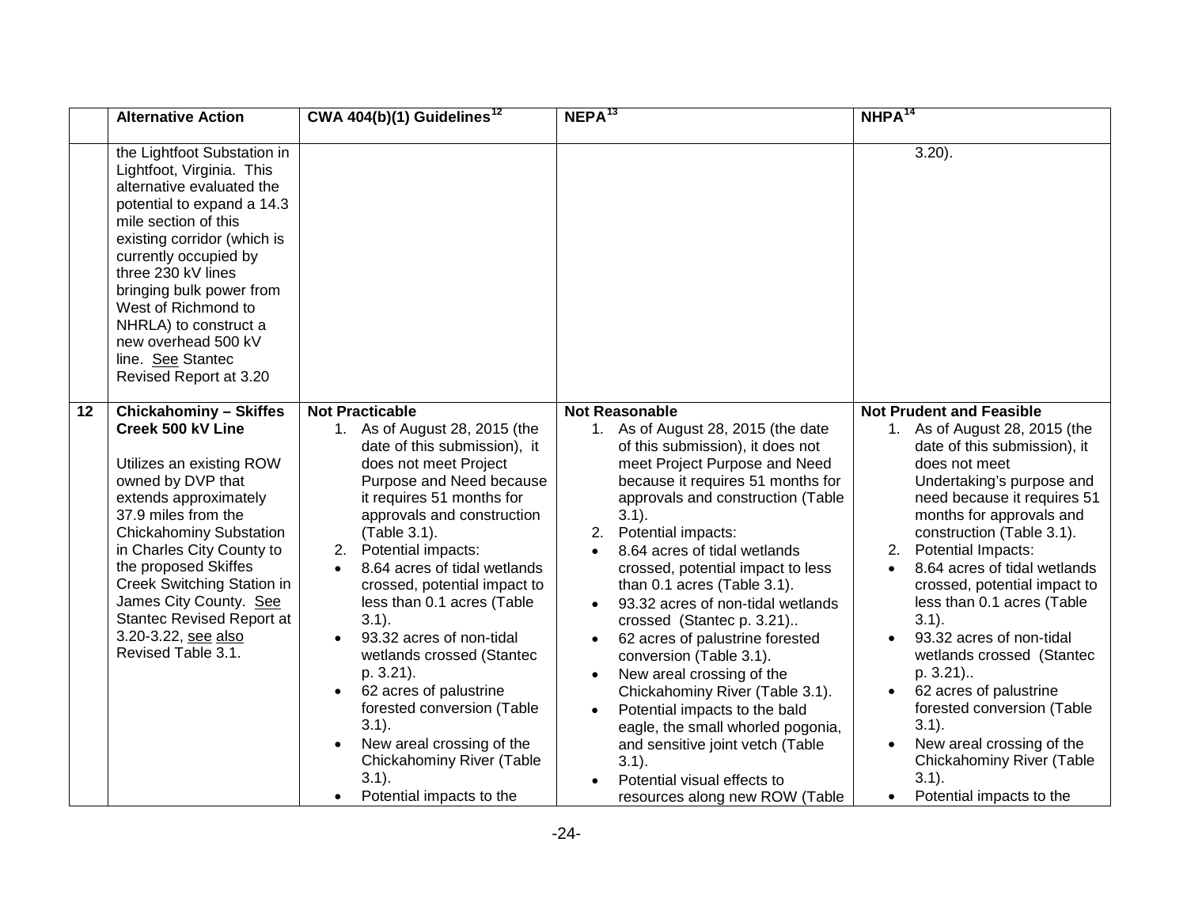| | Alternative Action | CWA 404(b)(1) Guidelines[12] | NEPA[13] | NHPA[14] |
|---|---|---|---|---|
| | the Lightfoot Substation in Lightfoot, Virginia. This alternative evaluated the potential to expand a 14.3 mile section of this existing corridor (which is currently occupied by three 230 kV lines bringing bulk power from West of Richmond to NHRLA) to construct a new overhead 500 kV line. See Stantec Revised Report at 3.20 | | | 3.20). |
| 12 | **Chickahominy – Skiffes Creek 500 kV Line**<br><br>Utilizes an existing ROW owned by DVP that extends approximately 37.9 miles from the Chickahominy Substation in Charles City County to the proposed Skiffes Creek Switching Station in James City County. See Stantec Revised Report at 3.20-3.22, see also Revised Table 3.1. | **Not Practicable**<br>1. As of August 28, 2015 (the date of this submission), it does not meet Project Purpose and Need because it requires 51 months for approvals and construction (Table 3.1).<br>2. Potential impacts:<br>• 8.64 acres of tidal wetlands crossed, potential impact to less than 0.1 acres (Table 3.1).<br>• 93.32 acres of non-tidal wetlands crossed (Stantec p. 3.21).<br>• 62 acres of palustrine forested conversion (Table 3.1).<br>• New areal crossing of the Chickahominy River (Table 3.1).<br>• Potential impacts to the | **Not Reasonable**<br>1. As of August 28, 2015 (the date of this submission), it does not meet Project Purpose and Need because it requires 51 months for approvals and construction (Table 3.1).<br>2. Potential impacts:<br>• 8.64 acres of tidal wetlands crossed, potential impact to less than 0.1 acres (Table 3.1).<br>• 93.32 acres of non-tidal wetlands crossed (Stantec p. 3.21)..<br>• 62 acres of palustrine forested conversion (Table 3.1).<br>• New areal crossing of the Chickahominy River (Table 3.1).<br>• Potential impacts to the bald eagle, the small whorled pogonia, and sensitive joint vetch (Table 3.1).<br>• Potential visual effects to resources along new ROW (Table | **Not Prudent and Feasible**<br>1. As of August 28, 2015 (the date of this submission), it does not meet Undertaking's purpose and need because it requires 51 months for approvals and construction (Table 3.1).<br>2. Potential Impacts:<br>• 8.64 acres of tidal wetlands crossed, potential impact to less than 0.1 acres (Table 3.1).<br>• 93.32 acres of non-tidal wetlands crossed (Stantec p. 3.21)..<br>• 62 acres of palustrine forested conversion (Table 3.1).<br>• New areal crossing of the Chickahominy River (Table 3.1).<br>• Potential impacts to the |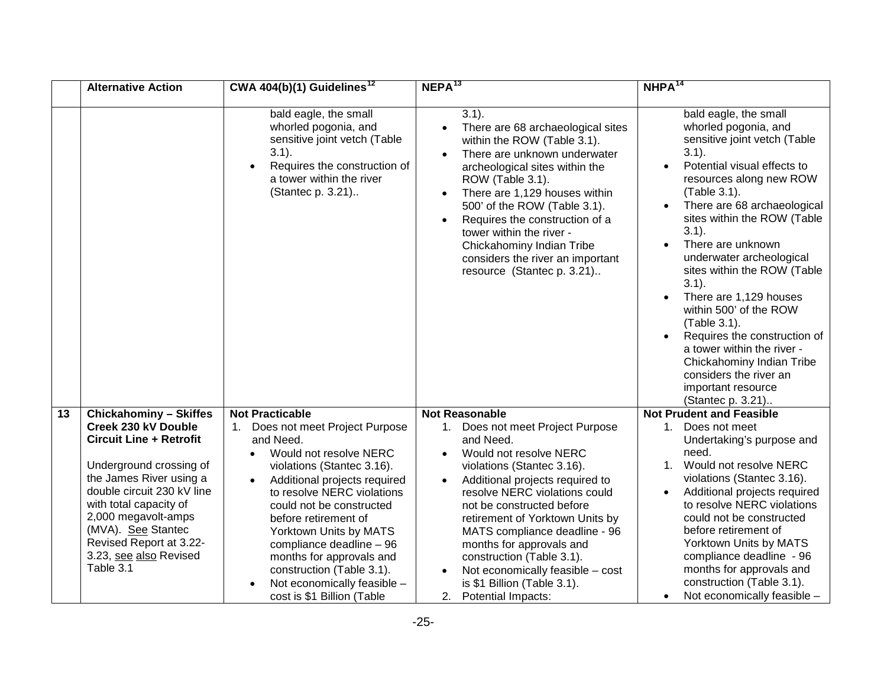| | Alternative Action | CWA 404(b)(1) Guidelines[12] | NEPA[13] | NHPA[14] |
|---|---|---|---|---|
| | | bald eagle, the small whorled pogonia, and sensitive joint vetch (Table 3.1).<br>• Requires the construction of a tower within the river (Stantec p. 3.21).. | 3.1).<br>• There are 68 archaeological sites within the ROW (Table 3.1).<br>• There are unknown underwater archeological sites within the ROW (Table 3.1).<br>• There are 1,129 houses within 500' of the ROW (Table 3.1).<br>• Requires the construction of a tower within the river - Chickahominy Indian Tribe considers the river an important resource (Stantec p. 3.21).. | bald eagle, the small whorled pogonia, and sensitive joint vetch (Table 3.1).<br>• Potential visual effects to resources along new ROW (Table 3.1).<br>• There are 68 archaeological sites within the ROW (Table 3.1).<br>• There are unknown underwater archeological sites within the ROW (Table 3.1).<br>• There are 1,129 houses within 500' of the ROW (Table 3.1).<br>• Requires the construction of a tower within the river - Chickahominy Indian Tribe considers the river an important resource (Stantec p. 3.21).. |
| **13** | **Chickahominy – Skiffes Creek 230 kV Double Circuit Line + Retrofit**<br><br>Underground crossing of the James River using a double circuit 230 kV line with total capacity of 2,000 megavolt-amps (MVA). See Stantec Revised Report at 3.22-3.23, see also Revised Table 3.1 | **Not Practicable**<br>1. Does not meet Project Purpose and Need.<br>• Would not resolve NERC violations (Stantec 3.16).<br>• Additional projects required to resolve NERC violations could not be constructed before retirement of Yorktown Units by MATS compliance deadline – 96 months for approvals and construction (Table 3.1).<br>• Not economically feasible – cost is $1 Billion (Table | **Not Reasonable**<br>1. Does not meet Project Purpose and Need.<br>• Would not resolve NERC violations (Stantec 3.16).<br>• Additional projects required to resolve NERC violations could not be constructed before retirement of Yorktown Units by MATS compliance deadline - 96 months for approvals and construction (Table 3.1).<br>• Not economically feasible – cost is $1 Billion (Table 3.1).<br>2. Potential Impacts: | **Not Prudent and Feasible**<br>1. Does not meet Undertaking's purpose and need.<br>1. Would not resolve NERC violations (Stantec 3.16).<br>• Additional projects required to resolve NERC violations could not be constructed before retirement of Yorktown Units by MATS compliance deadline - 96 months for approvals and construction (Table 3.1).<br>• Not economically feasible – |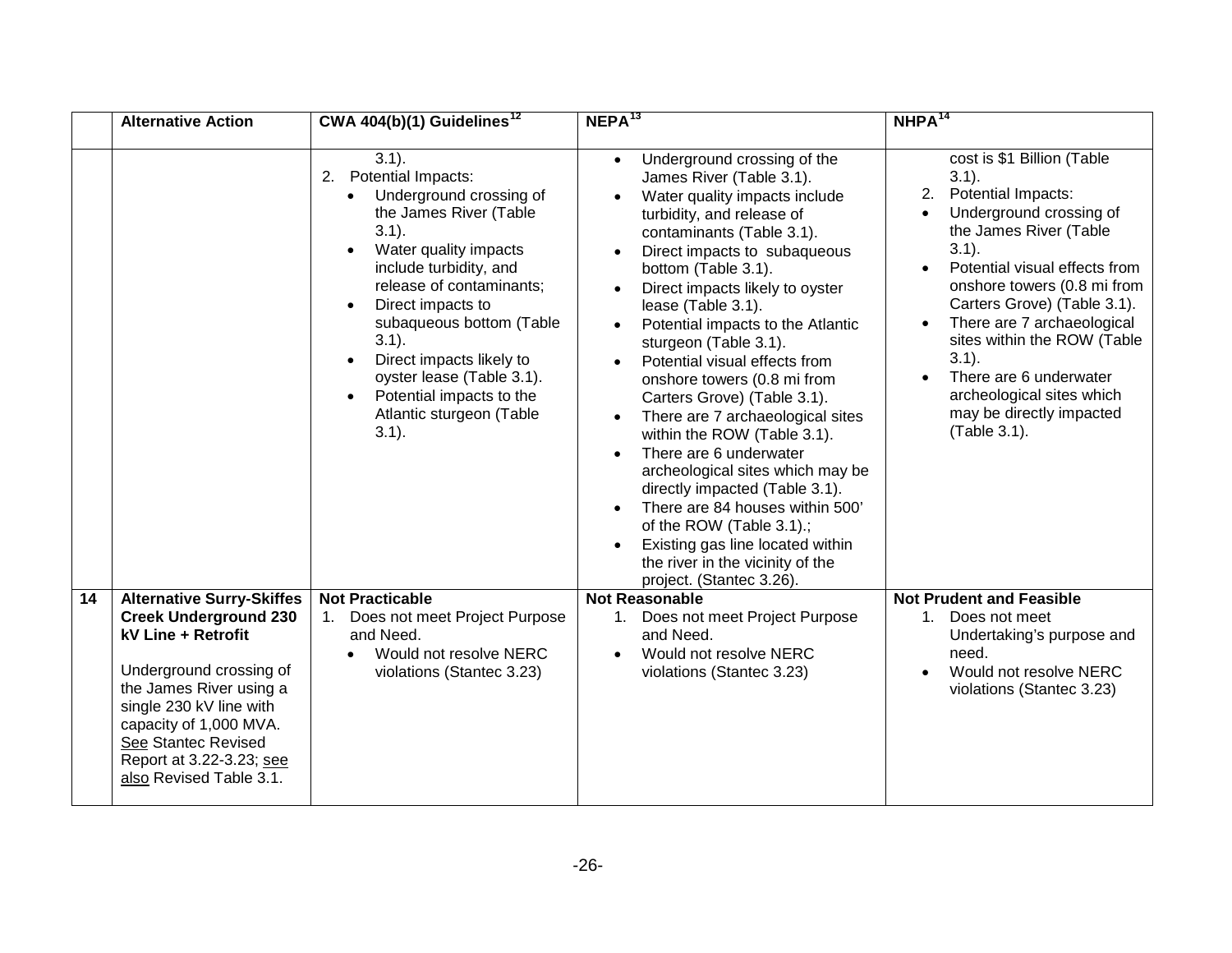| | Alternative Action | CWA 404(b)(1) Guidelines[12] | NEPA[13] | NHPA[14] |
|---|---|---|---|---|
| | | 3.1).<br>2. Potential Impacts:<br>• Underground crossing of the James River (Table 3.1).<br>• Water quality impacts include turbidity, and release of contaminants;<br>• Direct impacts to subaqueous bottom (Table 3.1).<br>• Direct impacts likely to oyster lease (Table 3.1).<br>• Potential impacts to the Atlantic sturgeon (Table 3.1). | • Underground crossing of the James River (Table 3.1).<br>• Water quality impacts include turbidity, and release of contaminants (Table 3.1).<br>• Direct impacts to subaqueous bottom (Table 3.1).<br>• Direct impacts likely to oyster lease (Table 3.1).<br>• Potential impacts to the Atlantic sturgeon (Table 3.1).<br>• Potential visual effects from onshore towers (0.8 mi from Carters Grove) (Table 3.1).<br>• There are 7 archaeological sites within the ROW (Table 3.1).<br>• There are 6 underwater archeological sites which may be directly impacted (Table 3.1).<br>• There are 84 houses within 500' of the ROW (Table 3.1).;<br>• Existing gas line located within the river in the vicinity of the project. (Stantec 3.26). | cost is $1 Billion (Table 3.1).<br>2. Potential Impacts:<br>• Underground crossing of the James River (Table 3.1).<br>• Potential visual effects from onshore towers (0.8 mi from Carters Grove) (Table 3.1).<br>• There are 7 archaeological sites within the ROW (Table 3.1).<br>• There are 6 underwater archeological sites which may be directly impacted (Table 3.1). |
| **14** | **Alternative Surry-Skiffes Creek Underground 230 kV Line + Retrofit**<br><br>Underground crossing of the James River using a single 230 kV line with capacity of 1,000 MVA. See Stantec Revised Report at 3.22-3.23; see also Revised Table 3.1. | **Not Practicable**<br>1. Does not meet Project Purpose and Need.<br>• Would not resolve NERC violations (Stantec 3.23) | **Not Reasonable**<br>1. Does not meet Project Purpose and Need.<br>• Would not resolve NERC violations (Stantec 3.23) | **Not Prudent and Feasible**<br>1. Does not meet Undertaking's purpose and need.<br>• Would not resolve NERC violations (Stantec 3.23) |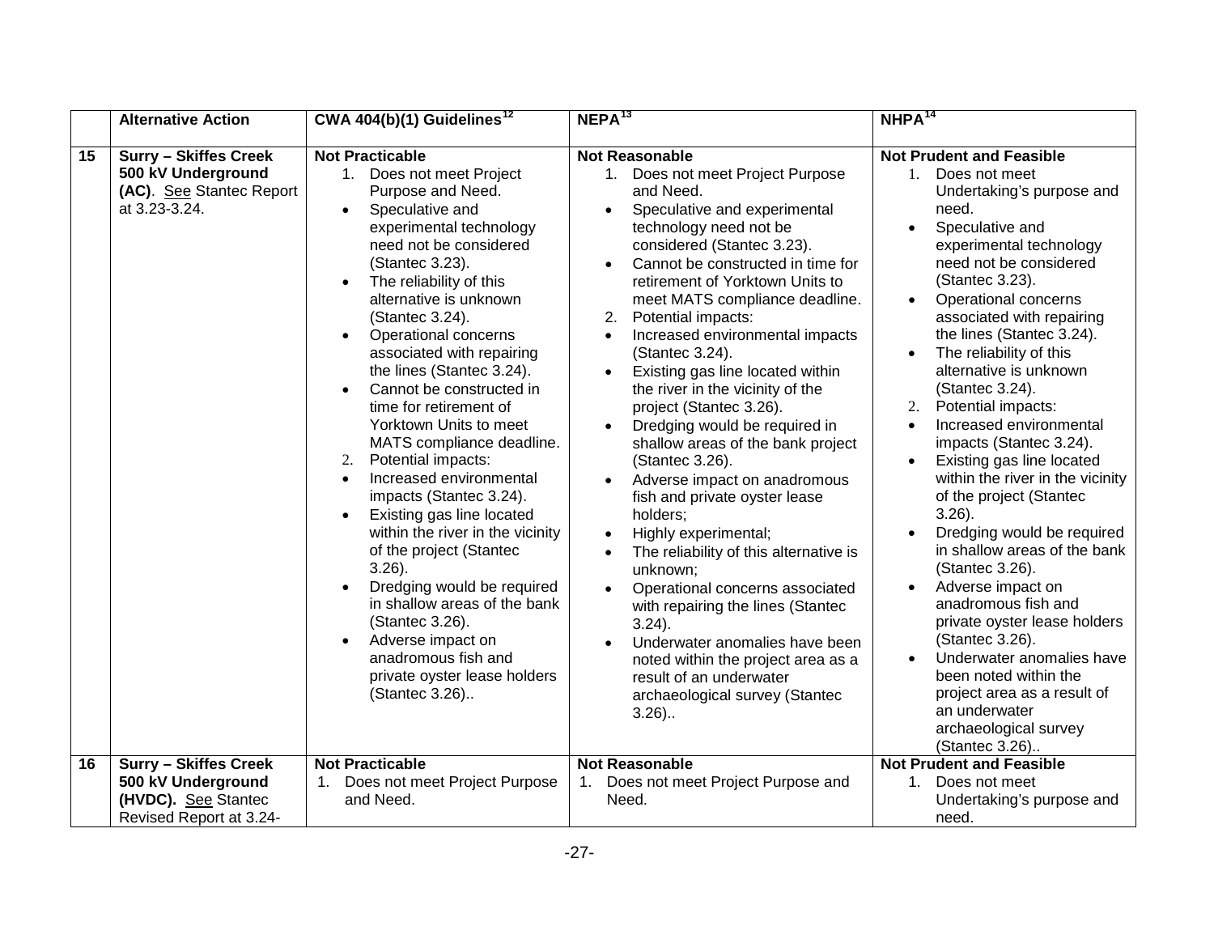| | Alternative Action | CWA 404(b)(1) Guidelines[12] | NEPA[13] | NHPA[14] |
|---|---|---|---|---|
| 15 | **Surry – Skiffes Creek 500 kV Underground (AC)**. See Stantec Report at 3.23-3.24. | **Not Practicable**<br>1. Does not meet Project Purpose and Need.<br>• Speculative and experimental technology need not be considered (Stantec 3.23).<br>• The reliability of this alternative is unknown (Stantec 3.24).<br>• Operational concerns associated with repairing the lines (Stantec 3.24).<br>• Cannot be constructed in time for retirement of Yorktown Units to meet MATS compliance deadline.<br>2. Potential impacts:<br>• Increased environmental impacts (Stantec 3.24).<br>• Existing gas line located within the river in the vicinity of the project (Stantec 3.26).<br>• Dredging would be required in shallow areas of the bank (Stantec 3.26).<br>• Adverse impact on anadromous fish and private oyster lease holders (Stantec 3.26).. | **Not Reasonable**<br>1. Does not meet Project Purpose and Need.<br>• Speculative and experimental technology need not be considered (Stantec 3.23).<br>• Cannot be constructed in time for retirement of Yorktown Units to meet MATS compliance deadline.<br>2. Potential impacts:<br>• Increased environmental impacts (Stantec 3.24).<br>• Existing gas line located within the river in the vicinity of the project (Stantec 3.26).<br>• Dredging would be required in shallow areas of the bank project (Stantec 3.26).<br>• Adverse impact on anadromous fish and private oyster lease holders;<br>• Highly experimental;<br>• The reliability of this alternative is unknown;<br>• Operational concerns associated with repairing the lines (Stantec 3.24).<br>• Underwater anomalies have been noted within the project area as a result of an underwater archaeological survey (Stantec 3.26).. | **Not Prudent and Feasible**<br>1. Does not meet Undertaking's purpose and need.<br>• Speculative and experimental technology need not be considered (Stantec 3.23).<br>• Operational concerns associated with repairing the lines (Stantec 3.24).<br>• The reliability of this alternative is unknown (Stantec 3.24).<br>2. Potential impacts:<br>• Increased environmental impacts (Stantec 3.24).<br>• Existing gas line located within the river in the vicinity of the project (Stantec 3.26).<br>• Dredging would be required in shallow areas of the bank (Stantec 3.26).<br>• Adverse impact on anadromous fish and private oyster lease holders (Stantec 3.26).<br>• Underwater anomalies have been noted within the project area as a result of an underwater archaeological survey (Stantec 3.26).. |
| 16 | **Surry – Skiffes Creek 500 kV Underground (HVDC).** See Stantec Revised Report at 3.24- | **Not Practicable**<br>1. Does not meet Project Purpose and Need. | **Not Reasonable**<br>1. Does not meet Project Purpose and Need. | **Not Prudent and Feasible**<br>1. Does not meet Undertaking's purpose and need. |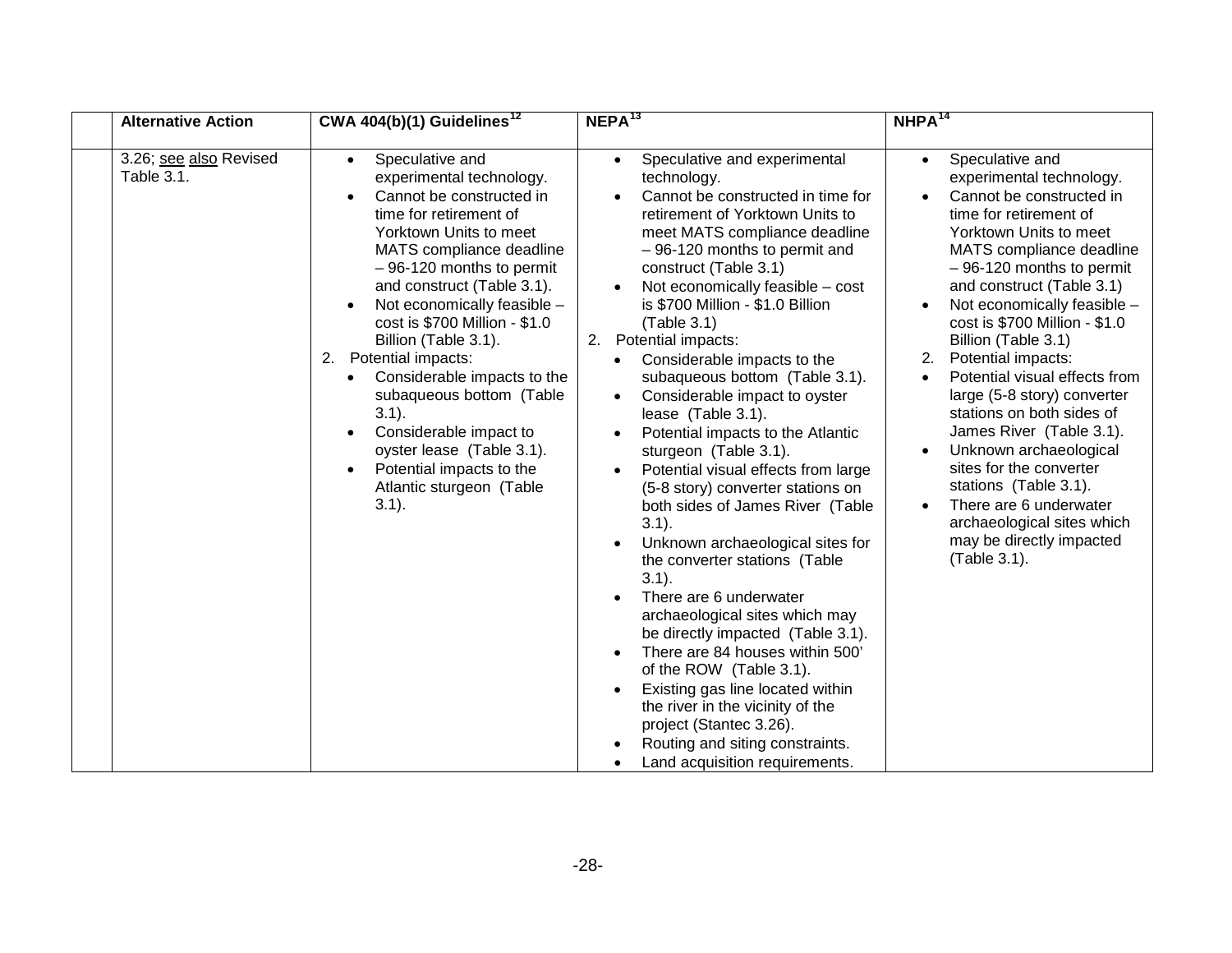| | Alternative Action | CWA 404(b)(1) Guidelines[12] | NEPA[13] | NHPA[14] |
|---|---|---|---|---|
| | 3.26; see also Revised Table 3.1. | • Speculative and experimental technology.<br>• Cannot be constructed in time for retirement of Yorktown Units to meet MATS compliance deadline – 96-120 months to permit and construct (Table 3.1).<br>• Not economically feasible – cost is $700 Million - $1.0 Billion (Table 3.1).<br>2. Potential impacts:<br>• Considerable impacts to the subaqueous bottom (Table 3.1).<br>• Considerable impact to oyster lease (Table 3.1).<br>• Potential impacts to the Atlantic sturgeon (Table 3.1). | • Speculative and experimental technology.<br>• Cannot be constructed in time for retirement of Yorktown Units to meet MATS compliance deadline – 96-120 months to permit and construct (Table 3.1)<br>• Not economically feasible – cost is $700 Million - $1.0 Billion (Table 3.1)<br>2. Potential impacts:<br>• Considerable impacts to the subaqueous bottom (Table 3.1).<br>• Considerable impact to oyster lease (Table 3.1).<br>• Potential impacts to the Atlantic sturgeon (Table 3.1).<br>• Potential visual effects from large (5-8 story) converter stations on both sides of James River (Table 3.1).<br>• Unknown archaeological sites for the converter stations (Table 3.1).<br>• There are 6 underwater archaeological sites which may be directly impacted (Table 3.1).<br>• There are 84 houses within 500' of the ROW (Table 3.1).<br>• Existing gas line located within the river in the vicinity of the project (Stantec 3.26).<br>• Routing and siting constraints.<br>• Land acquisition requirements. | • Speculative and experimental technology.<br>• Cannot be constructed in time for retirement of Yorktown Units to meet MATS compliance deadline – 96-120 months to permit and construct (Table 3.1)<br>• Not economically feasible – cost is $700 Million - $1.0 Billion (Table 3.1)<br>2. Potential impacts:<br>• Potential visual effects from large (5-8 story) converter stations on both sides of James River (Table 3.1).<br>• Unknown archaeological sites for the converter stations (Table 3.1).<br>• There are 6 underwater archaeological sites which may be directly impacted (Table 3.1). |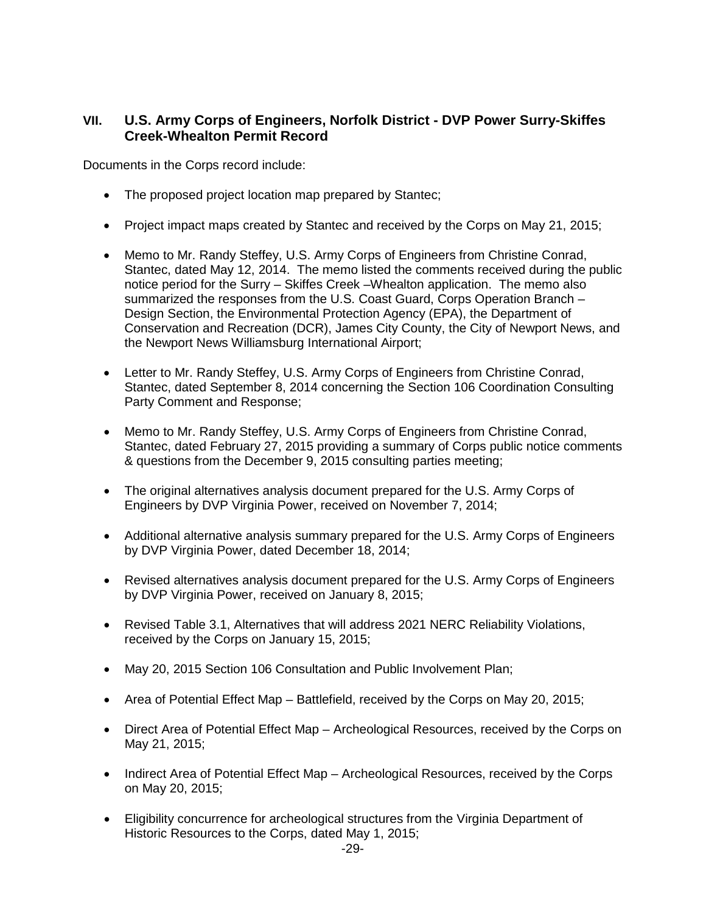## VII. U.S. Army Corps of Engineers, Norfolk District - DVP Power Surry-Skiffes Creek-Whealton Permit Record

Documents in the Corps record include:

- The proposed project location map prepared by Stantec;
- Project impact maps created by Stantec and received by the Corps on May 21, 2015;
- Memo to Mr. Randy Steffey, U.S. Army Corps of Engineers from Christine Conrad, Stantec, dated May 12, 2014. The memo listed the comments received during the public notice period for the Surry – Skiffes Creek –Whealton application. The memo also summarized the responses from the U.S. Coast Guard, Corps Operation Branch – Design Section, the Environmental Protection Agency (EPA), the Department of Conservation and Recreation (DCR), James City County, the City of Newport News, and the Newport News Williamsburg International Airport;
- Letter to Mr. Randy Steffey, U.S. Army Corps of Engineers from Christine Conrad, Stantec, dated September 8, 2014 concerning the Section 106 Coordination Consulting Party Comment and Response;
- Memo to Mr. Randy Steffey, U.S. Army Corps of Engineers from Christine Conrad, Stantec, dated February 27, 2015 providing a summary of Corps public notice comments & questions from the December 9, 2015 consulting parties meeting;
- The original alternatives analysis document prepared for the U.S. Army Corps of Engineers by DVP Virginia Power, received on November 7, 2014;
- Additional alternative analysis summary prepared for the U.S. Army Corps of Engineers by DVP Virginia Power, dated December 18, 2014;
- Revised alternatives analysis document prepared for the U.S. Army Corps of Engineers by DVP Virginia Power, received on January 8, 2015;
- Revised Table 3.1, Alternatives that will address 2021 NERC Reliability Violations, received by the Corps on January 15, 2015;
- May 20, 2015 Section 106 Consultation and Public Involvement Plan;
- Area of Potential Effect Map – Battlefield, received by the Corps on May 20, 2015;
- Direct Area of Potential Effect Map – Archeological Resources, received by the Corps on May 21, 2015;
- Indirect Area of Potential Effect Map – Archeological Resources, received by the Corps on May 20, 2015;
- Eligibility concurrence for archeological structures from the Virginia Department of Historic Resources to the Corps, dated May 1, 2015;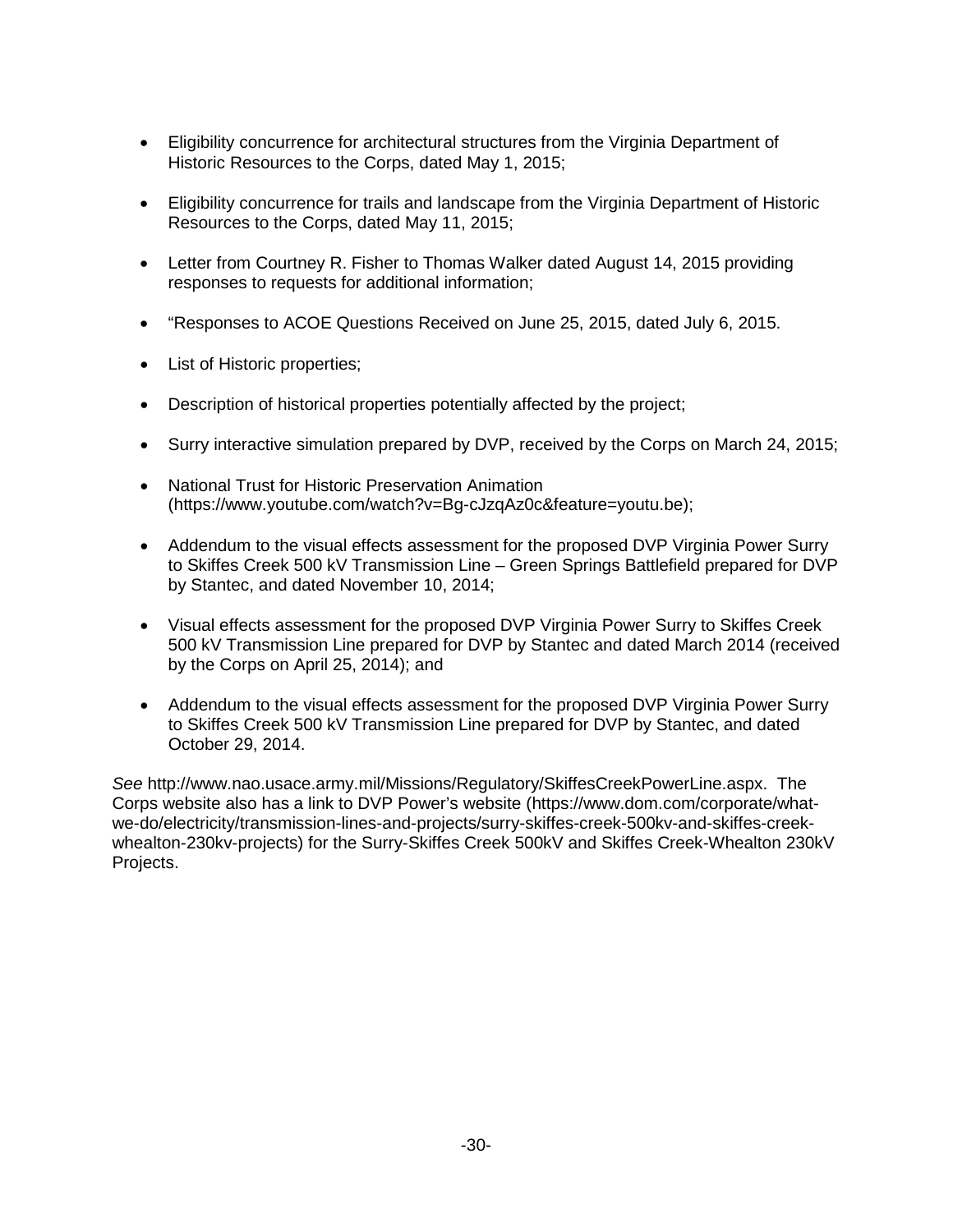- Eligibility concurrence for architectural structures from the Virginia Department of Historic Resources to the Corps, dated May 1, 2015;

- Eligibility concurrence for trails and landscape from the Virginia Department of Historic Resources to the Corps, dated May 11, 2015;

- Letter from Courtney R. Fisher to Thomas Walker dated August 14, 2015 providing responses to requests for additional information;

- "Responses to ACOE Questions Received on June 25, 2015, dated July 6, 2015.

- List of Historic properties;

- Description of historical properties potentially affected by the project;

- Surry interactive simulation prepared by DVP, received by the Corps on March 24, 2015;

- National Trust for Historic Preservation Animation (https://www.youtube.com/watch?v=Bg-cJzqAz0c&feature=youtu.be);

- Addendum to the visual effects assessment for the proposed DVP Virginia Power Surry to Skiffes Creek 500 kV Transmission Line – Green Springs Battlefield prepared for DVP by Stantec, and dated November 10, 2014;

- Visual effects assessment for the proposed DVP Virginia Power Surry to Skiffes Creek 500 kV Transmission Line prepared for DVP by Stantec and dated March 2014 (received by the Corps on April 25, 2014); and

- Addendum to the visual effects assessment for the proposed DVP Virginia Power Surry to Skiffes Creek 500 kV Transmission Line prepared for DVP by Stantec, and dated October 29, 2014.

*See* http://www.nao.usace.army.mil/Missions/Regulatory/SkiffesCreekPowerLine.aspx. The Corps website also has a link to DVP Power's website (https://www.dom.com/corporate/what-we-do/electricity/transmission-lines-and-projects/surry-skiffes-creek-500kv-and-skiffes-creek-whealton-230kv-projects) for the Surry-Skiffes Creek 500kV and Skiffes Creek-Whealton 230kV Projects.